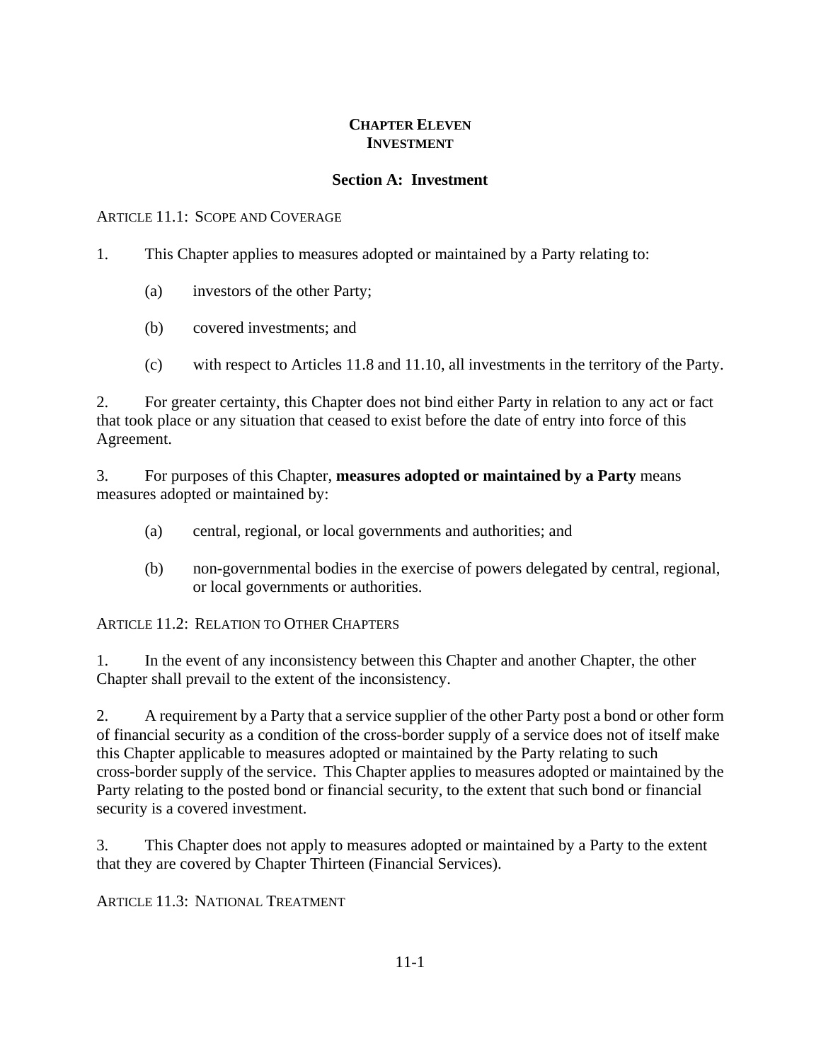# CHAPTER ELEVEN
# INVESTMENT

## Section A: Investment

ARTICLE 11.1: SCOPE AND COVERAGE

1. This Chapter applies to measures adopted or maintained by a Party relating to:

   (a) investors of the other Party;

   (b) covered investments; and

   (c) with respect to Articles 11.8 and 11.10, all investments in the territory of the Party.

2. For greater certainty, this Chapter does not bind either Party in relation to any act or fact that took place or any situation that ceased to exist before the date of entry into force of this Agreement.

3. For purposes of this Chapter, **measures adopted or maintained by a Party** means measures adopted or maintained by:

   (a) central, regional, or local governments and authorities; and

   (b) non-governmental bodies in the exercise of powers delegated by central, regional, or local governments or authorities.

ARTICLE 11.2: RELATION TO OTHER CHAPTERS

1. In the event of any inconsistency between this Chapter and another Chapter, the other Chapter shall prevail to the extent of the inconsistency.

2. A requirement by a Party that a service supplier of the other Party post a bond or other form of financial security as a condition of the cross-border supply of a service does not of itself make this Chapter applicable to measures adopted or maintained by the Party relating to such cross-border supply of the service. This Chapter applies to measures adopted or maintained by the Party relating to the posted bond or financial security, to the extent that such bond or financial security is a covered investment.

3. This Chapter does not apply to measures adopted or maintained by a Party to the extent that they are covered by Chapter Thirteen (Financial Services).

ARTICLE 11.3: NATIONAL TREATMENT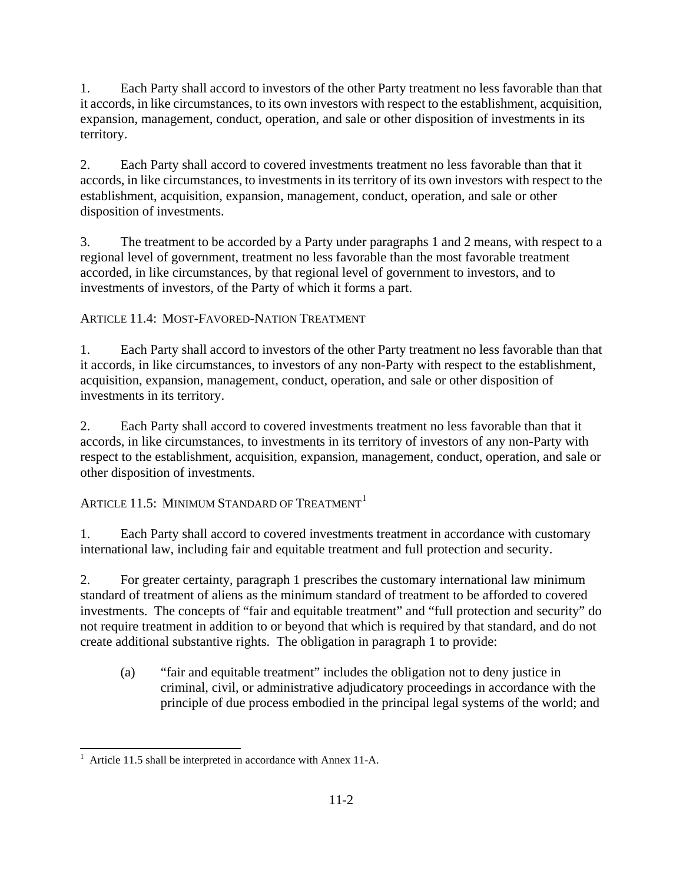1. Each Party shall accord to investors of the other Party treatment no less favorable than that it accords, in like circumstances, to its own investors with respect to the establishment, acquisition, expansion, management, conduct, operation, and sale or other disposition of investments in its territory.

2. Each Party shall accord to covered investments treatment no less favorable than that it accords, in like circumstances, to investments in its territory of its own investors with respect to the establishment, acquisition, expansion, management, conduct, operation, and sale or other disposition of investments.

3. The treatment to be accorded by a Party under paragraphs 1 and 2 means, with respect to a regional level of government, treatment no less favorable than the most favorable treatment accorded, in like circumstances, by that regional level of government to investors, and to investments of investors, of the Party of which it forms a part.

## ARTICLE 11.4: MOST-FAVORED-NATION TREATMENT

1. Each Party shall accord to investors of the other Party treatment no less favorable than that it accords, in like circumstances, to investors of any non-Party with respect to the establishment, acquisition, expansion, management, conduct, operation, and sale or other disposition of investments in its territory.

2. Each Party shall accord to covered investments treatment no less favorable than that it accords, in like circumstances, to investments in its territory of investors of any non-Party with respect to the establishment, acquisition, expansion, management, conduct, operation, and sale or other disposition of investments.

## ARTICLE 11.5: MINIMUM STANDARD OF TREATMENT[1]

1. Each Party shall accord to covered investments treatment in accordance with customary international law, including fair and equitable treatment and full protection and security.

2. For greater certainty, paragraph 1 prescribes the customary international law minimum standard of treatment of aliens as the minimum standard of treatment to be afforded to covered investments. The concepts of "fair and equitable treatment" and "full protection and security" do not require treatment in addition to or beyond that which is required by that standard, and do not create additional substantive rights. The obligation in paragraph 1 to provide:

   (a) "fair and equitable treatment" includes the obligation not to deny justice in criminal, civil, or administrative adjudicatory proceedings in accordance with the principle of due process embodied in the principal legal systems of the world; and

---

[1] Article 11.5 shall be interpreted in accordance with Annex 11-A.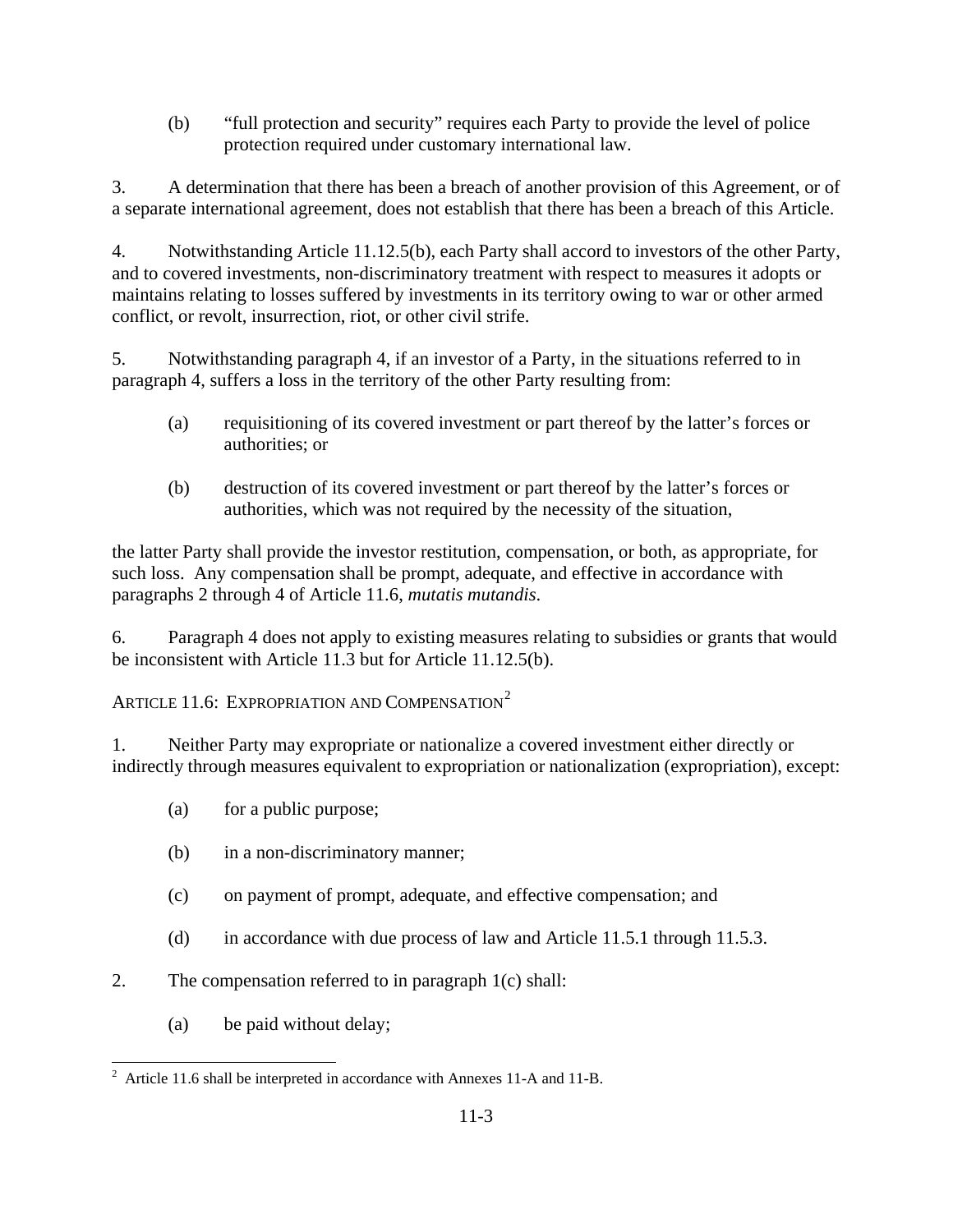(b) “full protection and security” requires each Party to provide the level of police protection required under customary international law.

3. A determination that there has been a breach of another provision of this Agreement, or of a separate international agreement, does not establish that there has been a breach of this Article.

4. Notwithstanding Article 11.12.5(b), each Party shall accord to investors of the other Party, and to covered investments, non-discriminatory treatment with respect to measures it adopts or maintains relating to losses suffered by investments in its territory owing to war or other armed conflict, or revolt, insurrection, riot, or other civil strife.

5. Notwithstanding paragraph 4, if an investor of a Party, in the situations referred to in paragraph 4, suffers a loss in the territory of the other Party resulting from:

(a) requisitioning of its covered investment or part thereof by the latter’s forces or authorities; or

(b) destruction of its covered investment or part thereof by the latter’s forces or authorities, which was not required by the necessity of the situation,

the latter Party shall provide the investor restitution, compensation, or both, as appropriate, for such loss. Any compensation shall be prompt, adequate, and effective in accordance with paragraphs 2 through 4 of Article 11.6, *mutatis mutandis*.

6. Paragraph 4 does not apply to existing measures relating to subsidies or grants that would be inconsistent with Article 11.3 but for Article 11.12.5(b).

## Article 11.6: Expropriation and Compensation[2]

1. Neither Party may expropriate or nationalize a covered investment either directly or indirectly through measures equivalent to expropriation or nationalization (expropriation), except:

(a) for a public purpose;

(b) in a non-discriminatory manner;

(c) on payment of prompt, adequate, and effective compensation; and

(d) in accordance with due process of law and Article 11.5.1 through 11.5.3.

2. The compensation referred to in paragraph 1(c) shall:

(a) be paid without delay;

---

[2] Article 11.6 shall be interpreted in accordance with Annexes 11-A and 11-B.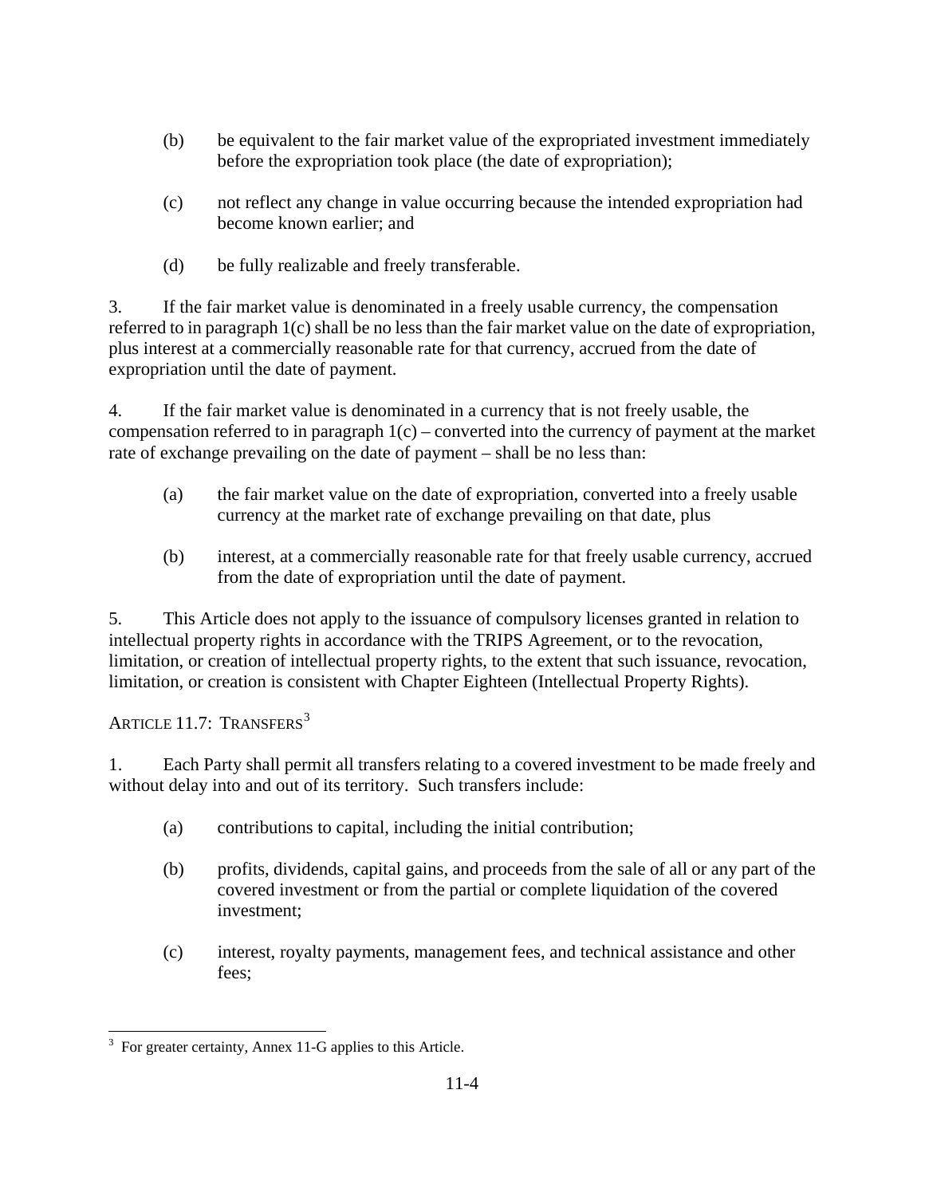(b) be equivalent to the fair market value of the expropriated investment immediately before the expropriation took place (the date of expropriation);

(c) not reflect any change in value occurring because the intended expropriation had become known earlier; and

(d) be fully realizable and freely transferable.

3. If the fair market value is denominated in a freely usable currency, the compensation referred to in paragraph 1(c) shall be no less than the fair market value on the date of expropriation, plus interest at a commercially reasonable rate for that currency, accrued from the date of expropriation until the date of payment.

4. If the fair market value is denominated in a currency that is not freely usable, the compensation referred to in paragraph 1(c) – converted into the currency of payment at the market rate of exchange prevailing on the date of payment – shall be no less than:

(a) the fair market value on the date of expropriation, converted into a freely usable currency at the market rate of exchange prevailing on that date, plus

(b) interest, at a commercially reasonable rate for that freely usable currency, accrued from the date of expropriation until the date of payment.

5. This Article does not apply to the issuance of compulsory licenses granted in relation to intellectual property rights in accordance with the TRIPS Agreement, or to the revocation, limitation, or creation of intellectual property rights, to the extent that such issuance, revocation, limitation, or creation is consistent with Chapter Eighteen (Intellectual Property Rights).

## ARTICLE 11.7: TRANSFERS[3]

1. Each Party shall permit all transfers relating to a covered investment to be made freely and without delay into and out of its territory. Such transfers include:

(a) contributions to capital, including the initial contribution;

(b) profits, dividends, capital gains, and proceeds from the sale of all or any part of the covered investment or from the partial or complete liquidation of the covered investment;

(c) interest, royalty payments, management fees, and technical assistance and other fees;

[3] For greater certainty, Annex 11-G applies to this Article.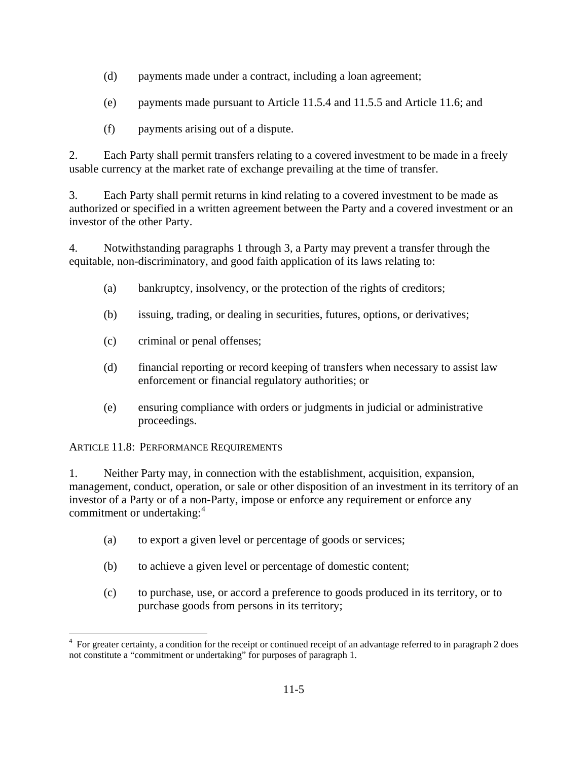(d) payments made under a contract, including a loan agreement;

(e) payments made pursuant to Article 11.5.4 and 11.5.5 and Article 11.6; and

(f) payments arising out of a dispute.

2. Each Party shall permit transfers relating to a covered investment to be made in a freely usable currency at the market rate of exchange prevailing at the time of transfer.

3. Each Party shall permit returns in kind relating to a covered investment to be made as authorized or specified in a written agreement between the Party and a covered investment or an investor of the other Party.

4. Notwithstanding paragraphs 1 through 3, a Party may prevent a transfer through the equitable, non-discriminatory, and good faith application of its laws relating to:

(a) bankruptcy, insolvency, or the protection of the rights of creditors;

(b) issuing, trading, or dealing in securities, futures, options, or derivatives;

(c) criminal or penal offenses;

(d) financial reporting or record keeping of transfers when necessary to assist law enforcement or financial regulatory authorities; or

(e) ensuring compliance with orders or judgments in judicial or administrative proceedings.

ARTICLE 11.8: PERFORMANCE REQUIREMENTS

1. Neither Party may, in connection with the establishment, acquisition, expansion, management, conduct, operation, or sale or other disposition of an investment in its territory of an investor of a Party or of a non-Party, impose or enforce any requirement or enforce any commitment or undertaking:[4]

(a) to export a given level or percentage of goods or services;

(b) to achieve a given level or percentage of domestic content;

(c) to purchase, use, or accord a preference to goods produced in its territory, or to purchase goods from persons in its territory;

[4] For greater certainty, a condition for the receipt or continued receipt of an advantage referred to in paragraph 2 does not constitute a "commitment or undertaking" for purposes of paragraph 1.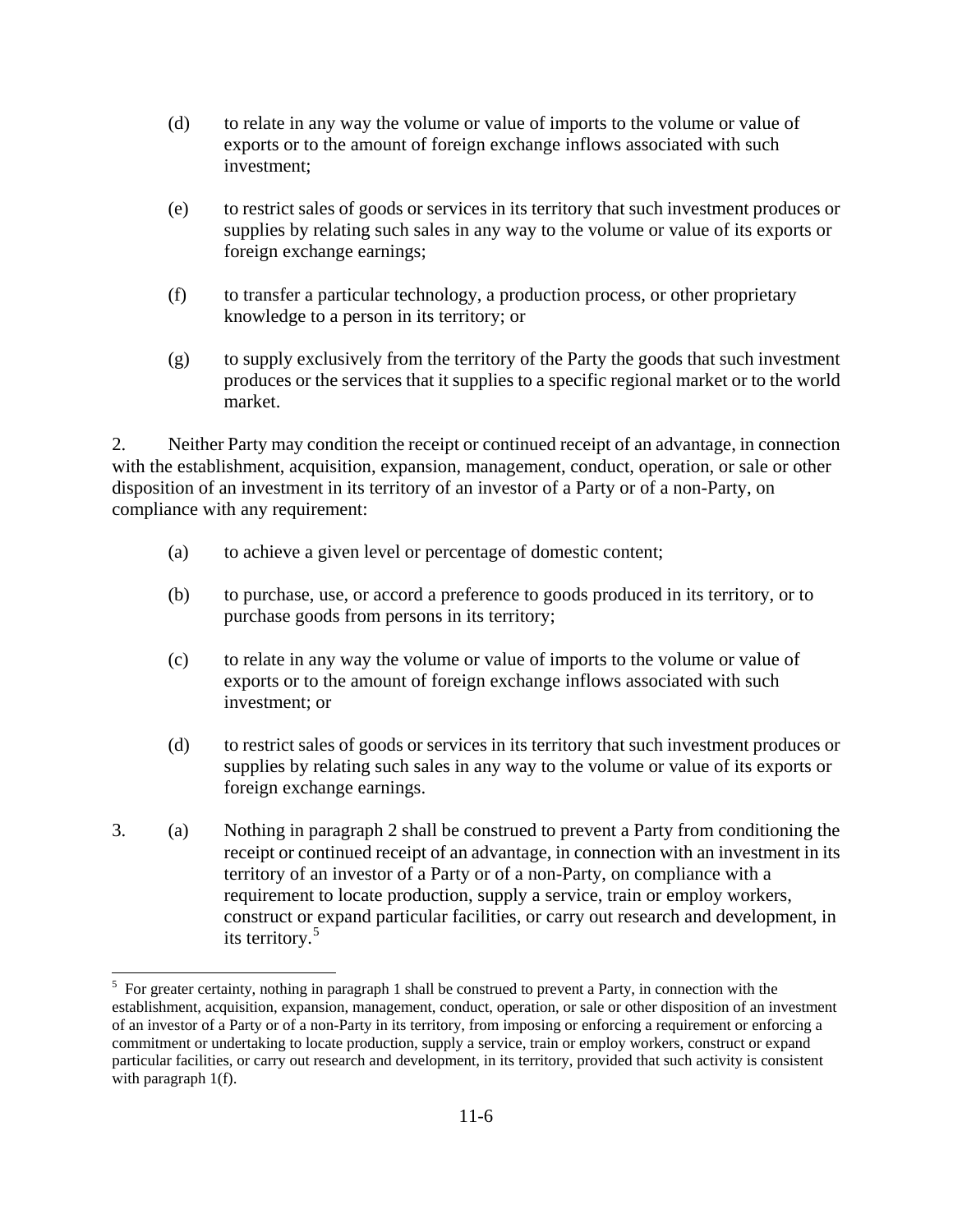(d) to relate in any way the volume or value of imports to the volume or value of exports or to the amount of foreign exchange inflows associated with such investment;

(e) to restrict sales of goods or services in its territory that such investment produces or supplies by relating such sales in any way to the volume or value of its exports or foreign exchange earnings;

(f) to transfer a particular technology, a production process, or other proprietary knowledge to a person in its territory; or

(g) to supply exclusively from the territory of the Party the goods that such investment produces or the services that it supplies to a specific regional market or to the world market.

2. Neither Party may condition the receipt or continued receipt of an advantage, in connection with the establishment, acquisition, expansion, management, conduct, operation, or sale or other disposition of an investment in its territory of an investor of a Party or of a non-Party, on compliance with any requirement:

(a) to achieve a given level or percentage of domestic content;

(b) to purchase, use, or accord a preference to goods produced in its territory, or to purchase goods from persons in its territory;

(c) to relate in any way the volume or value of imports to the volume or value of exports or to the amount of foreign exchange inflows associated with such investment; or

(d) to restrict sales of goods or services in its territory that such investment produces or supplies by relating such sales in any way to the volume or value of its exports or foreign exchange earnings.

3. (a) Nothing in paragraph 2 shall be construed to prevent a Party from conditioning the receipt or continued receipt of an advantage, in connection with an investment in its territory of an investor of a Party or of a non-Party, on compliance with a requirement to locate production, supply a service, train or employ workers, construct or expand particular facilities, or carry out research and development, in its territory.[5]

[5] For greater certainty, nothing in paragraph 1 shall be construed to prevent a Party, in connection with the establishment, acquisition, expansion, management, conduct, operation, or sale or other disposition of an investment of an investor of a Party or of a non-Party in its territory, from imposing or enforcing a requirement or enforcing a commitment or undertaking to locate production, supply a service, train or employ workers, construct or expand particular facilities, or carry out research and development, in its territory, provided that such activity is consistent with paragraph 1(f).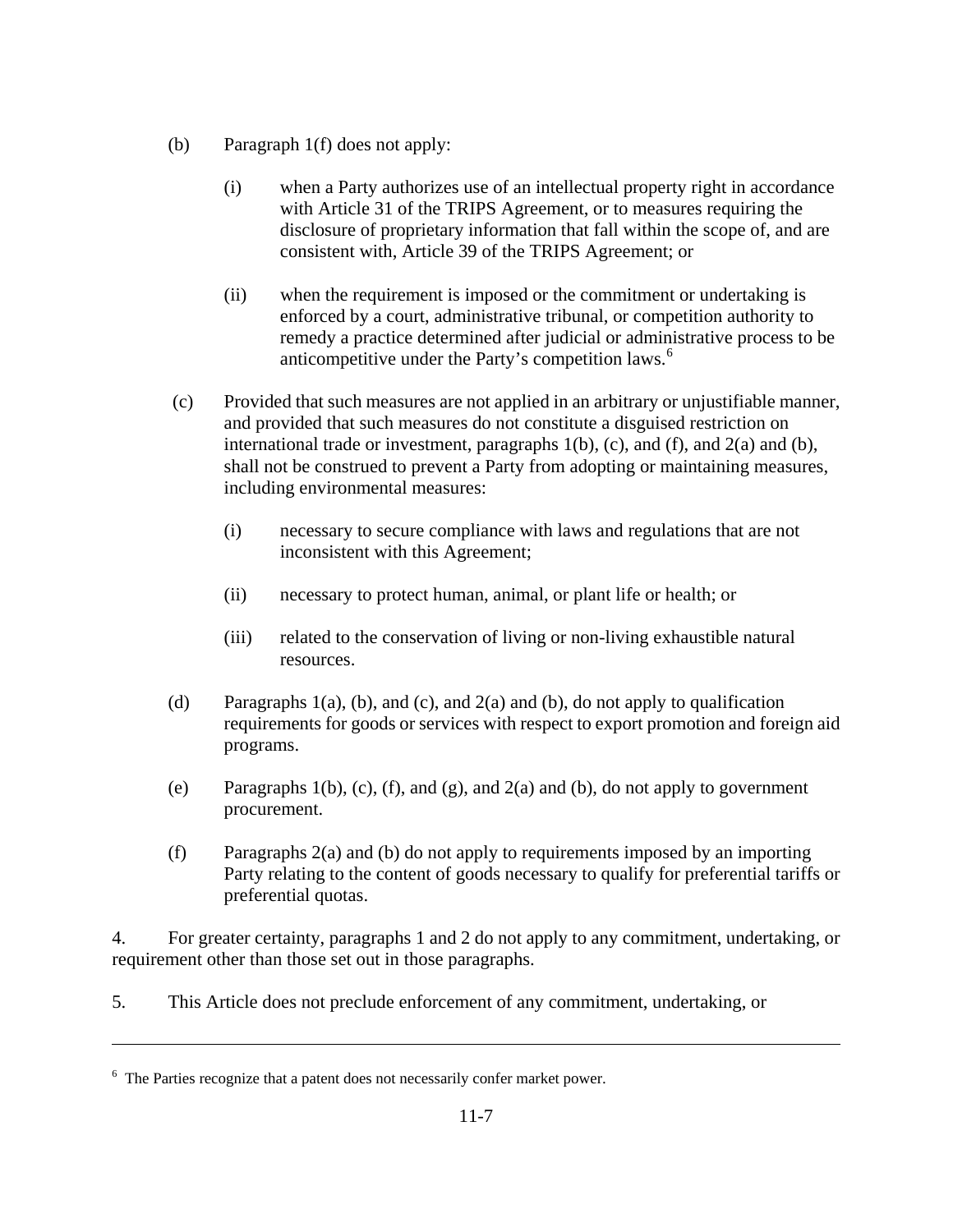(b) Paragraph 1(f) does not apply:

  (i) when a Party authorizes use of an intellectual property right in accordance with Article 31 of the TRIPS Agreement, or to measures requiring the disclosure of proprietary information that fall within the scope of, and are consistent with, Article 39 of the TRIPS Agreement; or

  (ii) when the requirement is imposed or the commitment or undertaking is enforced by a court, administrative tribunal, or competition authority to remedy a practice determined after judicial or administrative process to be anticompetitive under the Party's competition laws.[6]

(c) Provided that such measures are not applied in an arbitrary or unjustifiable manner, and provided that such measures do not constitute a disguised restriction on international trade or investment, paragraphs 1(b), (c), and (f), and 2(a) and (b), shall not be construed to prevent a Party from adopting or maintaining measures, including environmental measures:

  (i) necessary to secure compliance with laws and regulations that are not inconsistent with this Agreement;

  (ii) necessary to protect human, animal, or plant life or health; or

  (iii) related to the conservation of living or non-living exhaustible natural resources.

(d) Paragraphs 1(a), (b), and (c), and 2(a) and (b), do not apply to qualification requirements for goods or services with respect to export promotion and foreign aid programs.

(e) Paragraphs 1(b), (c), (f), and (g), and 2(a) and (b), do not apply to government procurement.

(f) Paragraphs 2(a) and (b) do not apply to requirements imposed by an importing Party relating to the content of goods necessary to qualify for preferential tariffs or preferential quotas.

4. For greater certainty, paragraphs 1 and 2 do not apply to any commitment, undertaking, or requirement other than those set out in those paragraphs.

5. This Article does not preclude enforcement of any commitment, undertaking, or

---

[6] The Parties recognize that a patent does not necessarily confer market power.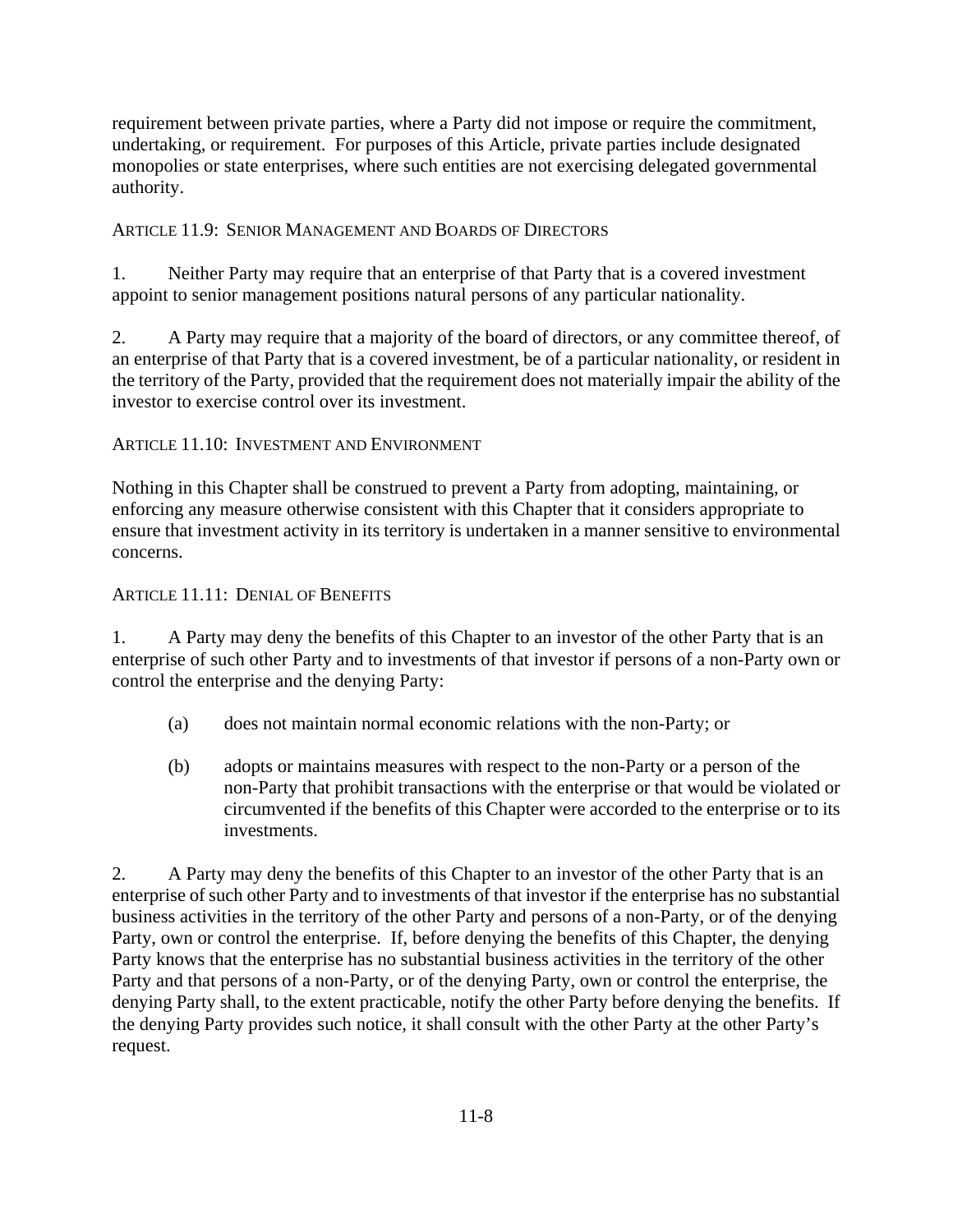requirement between private parties, where a Party did not impose or require the commitment, undertaking, or requirement. For purposes of this Article, private parties include designated monopolies or state enterprises, where such entities are not exercising delegated governmental authority.

### ARTICLE 11.9: SENIOR MANAGEMENT AND BOARDS OF DIRECTORS

1. Neither Party may require that an enterprise of that Party that is a covered investment appoint to senior management positions natural persons of any particular nationality.

2. A Party may require that a majority of the board of directors, or any committee thereof, of an enterprise of that Party that is a covered investment, be of a particular nationality, or resident in the territory of the Party, provided that the requirement does not materially impair the ability of the investor to exercise control over its investment.

### ARTICLE 11.10: INVESTMENT AND ENVIRONMENT

Nothing in this Chapter shall be construed to prevent a Party from adopting, maintaining, or enforcing any measure otherwise consistent with this Chapter that it considers appropriate to ensure that investment activity in its territory is undertaken in a manner sensitive to environmental concerns.

### ARTICLE 11.11: DENIAL OF BENEFITS

1. A Party may deny the benefits of this Chapter to an investor of the other Party that is an enterprise of such other Party and to investments of that investor if persons of a non-Party own or control the enterprise and the denying Party:

   (a) does not maintain normal economic relations with the non-Party; or

   (b) adopts or maintains measures with respect to the non-Party or a person of the non-Party that prohibit transactions with the enterprise or that would be violated or circumvented if the benefits of this Chapter were accorded to the enterprise or to its investments.

2. A Party may deny the benefits of this Chapter to an investor of the other Party that is an enterprise of such other Party and to investments of that investor if the enterprise has no substantial business activities in the territory of the other Party and persons of a non-Party, or of the denying Party, own or control the enterprise. If, before denying the benefits of this Chapter, the denying Party knows that the enterprise has no substantial business activities in the territory of the other Party and that persons of a non-Party, or of the denying Party, own or control the enterprise, the denying Party shall, to the extent practicable, notify the other Party before denying the benefits. If the denying Party provides such notice, it shall consult with the other Party at the other Party's request.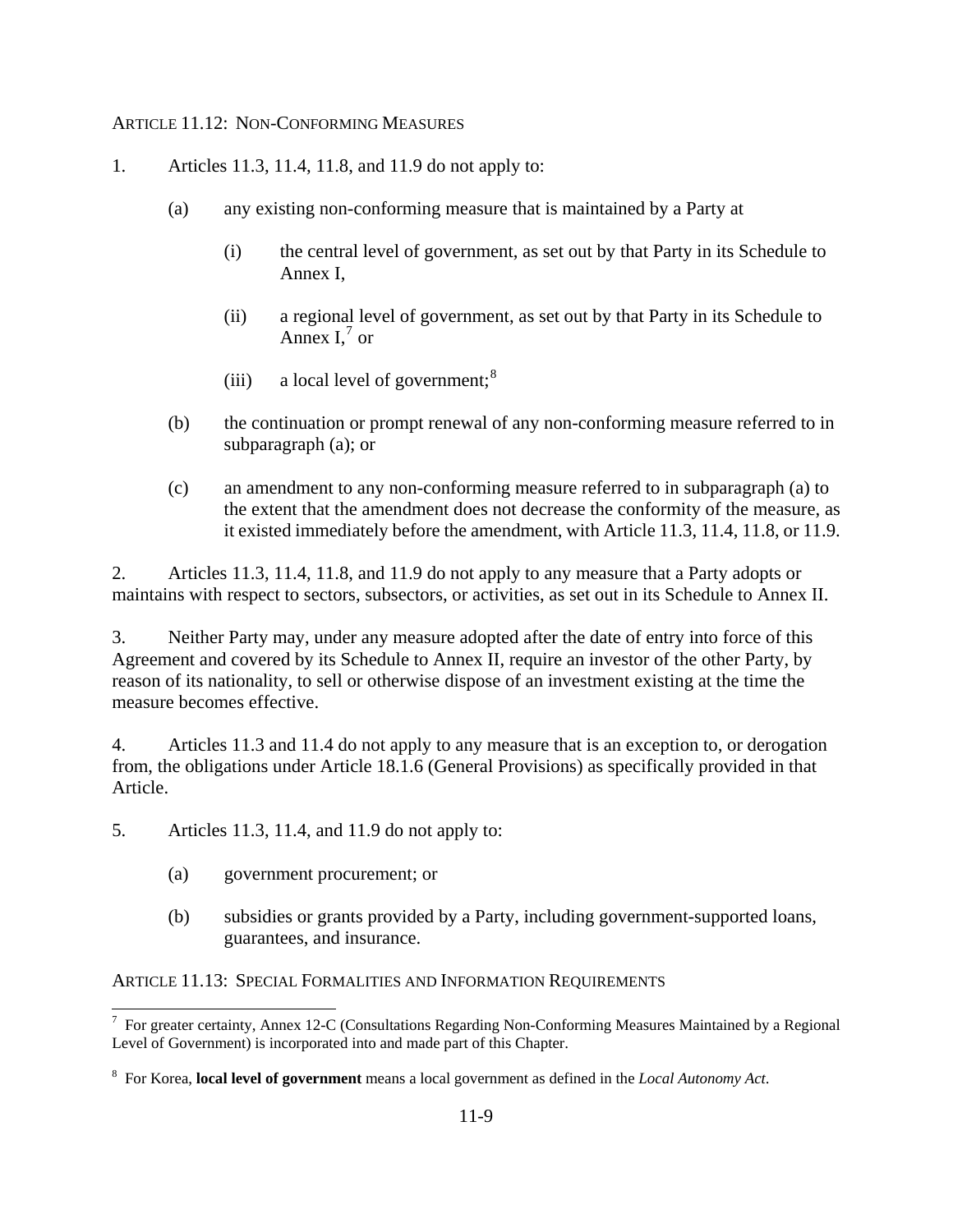### ARTICLE 11.12: NON-CONFORMING MEASURES

1. Articles 11.3, 11.4, 11.8, and 11.9 do not apply to:

   (a) any existing non-conforming measure that is maintained by a Party at

      (i) the central level of government, as set out by that Party in its Schedule to Annex I,

      (ii) a regional level of government, as set out by that Party in its Schedule to Annex I,[7] or

      (iii) a local level of government;[8]

   (b) the continuation or prompt renewal of any non-conforming measure referred to in subparagraph (a); or

   (c) an amendment to any non-conforming measure referred to in subparagraph (a) to the extent that the amendment does not decrease the conformity of the measure, as it existed immediately before the amendment, with Article 11.3, 11.4, 11.8, or 11.9.

2. Articles 11.3, 11.4, 11.8, and 11.9 do not apply to any measure that a Party adopts or maintains with respect to sectors, subsectors, or activities, as set out in its Schedule to Annex II.

3. Neither Party may, under any measure adopted after the date of entry into force of this Agreement and covered by its Schedule to Annex II, require an investor of the other Party, by reason of its nationality, to sell or otherwise dispose of an investment existing at the time the measure becomes effective.

4. Articles 11.3 and 11.4 do not apply to any measure that is an exception to, or derogation from, the obligations under Article 18.1.6 (General Provisions) as specifically provided in that Article.

5. Articles 11.3, 11.4, and 11.9 do not apply to:

   (a) government procurement; or

   (b) subsidies or grants provided by a Party, including government-supported loans, guarantees, and insurance.

### ARTICLE 11.13: SPECIAL FORMALITIES AND INFORMATION REQUIREMENTS

---

[7] For greater certainty, Annex 12-C (Consultations Regarding Non-Conforming Measures Maintained by a Regional Level of Government) is incorporated into and made part of this Chapter.

[8] For Korea, **local level of government** means a local government as defined in the *Local Autonomy Act*.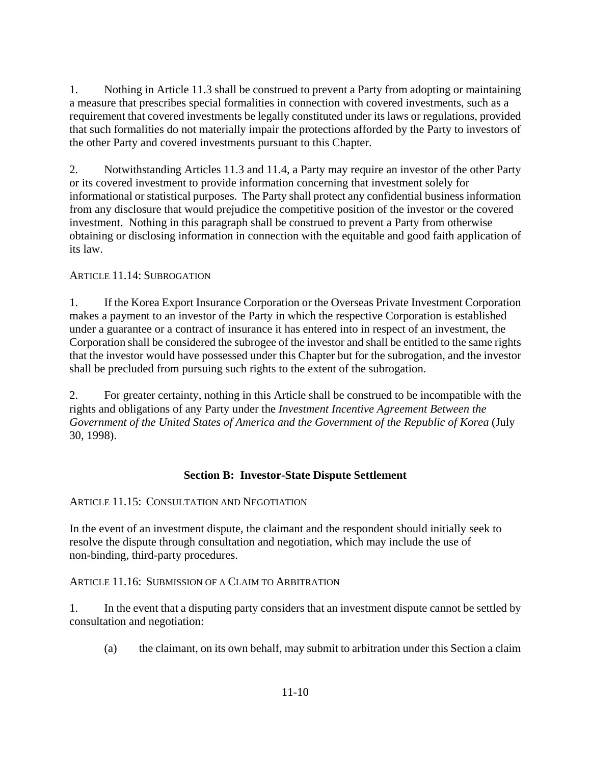1. Nothing in Article 11.3 shall be construed to prevent a Party from adopting or maintaining a measure that prescribes special formalities in connection with covered investments, such as a requirement that covered investments be legally constituted under its laws or regulations, provided that such formalities do not materially impair the protections afforded by the Party to investors of the other Party and covered investments pursuant to this Chapter.

2. Notwithstanding Articles 11.3 and 11.4, a Party may require an investor of the other Party or its covered investment to provide information concerning that investment solely for informational or statistical purposes. The Party shall protect any confidential business information from any disclosure that would prejudice the competitive position of the investor or the covered investment. Nothing in this paragraph shall be construed to prevent a Party from otherwise obtaining or disclosing information in connection with the equitable and good faith application of its law.

ARTICLE 11.14: SUBROGATION

1. If the Korea Export Insurance Corporation or the Overseas Private Investment Corporation makes a payment to an investor of the Party in which the respective Corporation is established under a guarantee or a contract of insurance it has entered into in respect of an investment, the Corporation shall be considered the subrogee of the investor and shall be entitled to the same rights that the investor would have possessed under this Chapter but for the subrogation, and the investor shall be precluded from pursuing such rights to the extent of the subrogation.

2. For greater certainty, nothing in this Article shall be construed to be incompatible with the rights and obligations of any Party under the *Investment Incentive Agreement Between the Government of the United States of America and the Government of the Republic of Korea* (July 30, 1998).

## Section B: Investor-State Dispute Settlement

ARTICLE 11.15: CONSULTATION AND NEGOTIATION

In the event of an investment dispute, the claimant and the respondent should initially seek to resolve the dispute through consultation and negotiation, which may include the use of non-binding, third-party procedures.

ARTICLE 11.16: SUBMISSION OF A CLAIM TO ARBITRATION

1. In the event that a disputing party considers that an investment dispute cannot be settled by consultation and negotiation:

   (a) the claimant, on its own behalf, may submit to arbitration under this Section a claim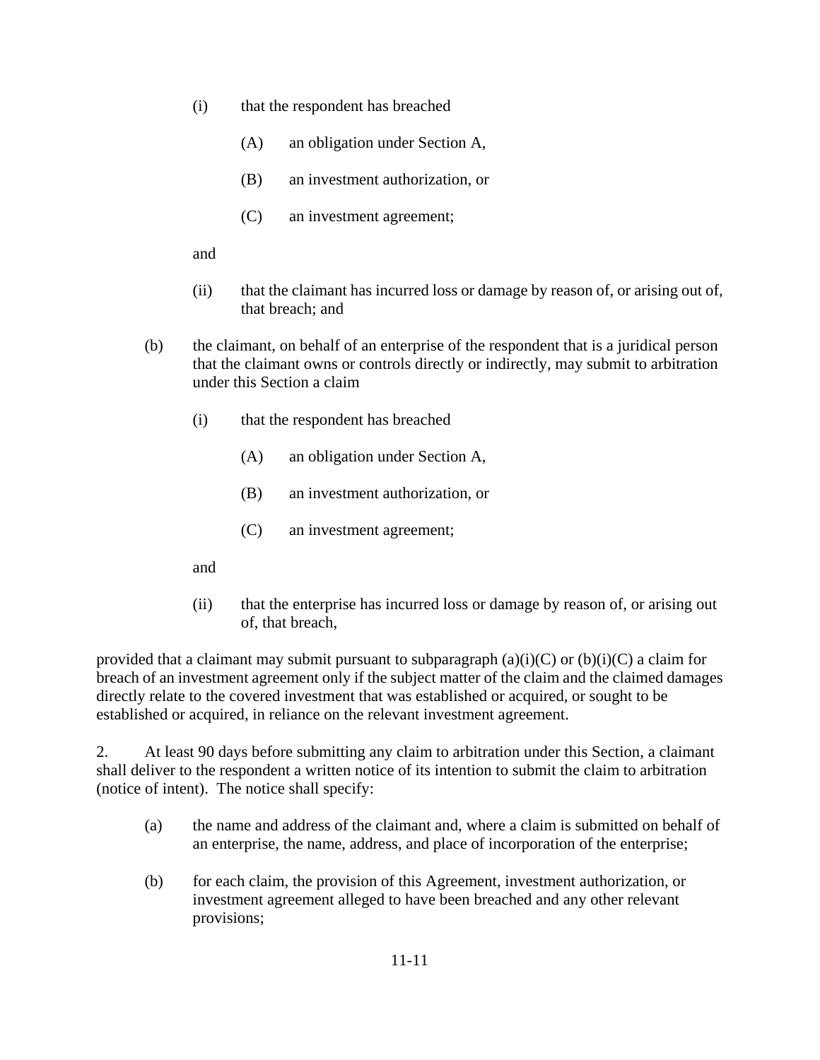(i) that the respondent has breached

(A) an obligation under Section A,

(B) an investment authorization, or

(C) an investment agreement;

and

(ii) that the claimant has incurred loss or damage by reason of, or arising out of, that breach; and

(b) the claimant, on behalf of an enterprise of the respondent that is a juridical person that the claimant owns or controls directly or indirectly, may submit to arbitration under this Section a claim

(i) that the respondent has breached

(A) an obligation under Section A,

(B) an investment authorization, or

(C) an investment agreement;

and

(ii) that the enterprise has incurred loss or damage by reason of, or arising out of, that breach,

provided that a claimant may submit pursuant to subparagraph (a)(i)(C) or (b)(i)(C) a claim for breach of an investment agreement only if the subject matter of the claim and the claimed damages directly relate to the covered investment that was established or acquired, or sought to be established or acquired, in reliance on the relevant investment agreement.

2. At least 90 days before submitting any claim to arbitration under this Section, a claimant shall deliver to the respondent a written notice of its intention to submit the claim to arbitration (notice of intent). The notice shall specify:

(a) the name and address of the claimant and, where a claim is submitted on behalf of an enterprise, the name, address, and place of incorporation of the enterprise;

(b) for each claim, the provision of this Agreement, investment authorization, or investment agreement alleged to have been breached and any other relevant provisions;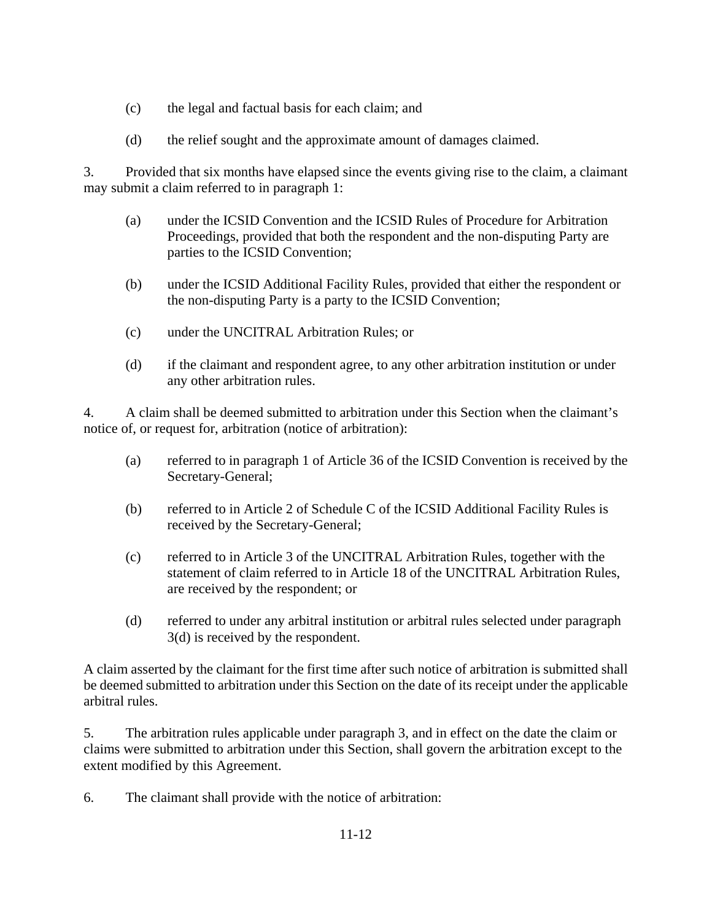(c) the legal and factual basis for each claim; and

(d) the relief sought and the approximate amount of damages claimed.

3. Provided that six months have elapsed since the events giving rise to the claim, a claimant may submit a claim referred to in paragraph 1:

(a) under the ICSID Convention and the ICSID Rules of Procedure for Arbitration Proceedings, provided that both the respondent and the non-disputing Party are parties to the ICSID Convention;

(b) under the ICSID Additional Facility Rules, provided that either the respondent or the non-disputing Party is a party to the ICSID Convention;

(c) under the UNCITRAL Arbitration Rules; or

(d) if the claimant and respondent agree, to any other arbitration institution or under any other arbitration rules.

4. A claim shall be deemed submitted to arbitration under this Section when the claimant's notice of, or request for, arbitration (notice of arbitration):

(a) referred to in paragraph 1 of Article 36 of the ICSID Convention is received by the Secretary-General;

(b) referred to in Article 2 of Schedule C of the ICSID Additional Facility Rules is received by the Secretary-General;

(c) referred to in Article 3 of the UNCITRAL Arbitration Rules, together with the statement of claim referred to in Article 18 of the UNCITRAL Arbitration Rules, are received by the respondent; or

(d) referred to under any arbitral institution or arbitral rules selected under paragraph 3(d) is received by the respondent.

A claim asserted by the claimant for the first time after such notice of arbitration is submitted shall be deemed submitted to arbitration under this Section on the date of its receipt under the applicable arbitral rules.

5. The arbitration rules applicable under paragraph 3, and in effect on the date the claim or claims were submitted to arbitration under this Section, shall govern the arbitration except to the extent modified by this Agreement.

6. The claimant shall provide with the notice of arbitration: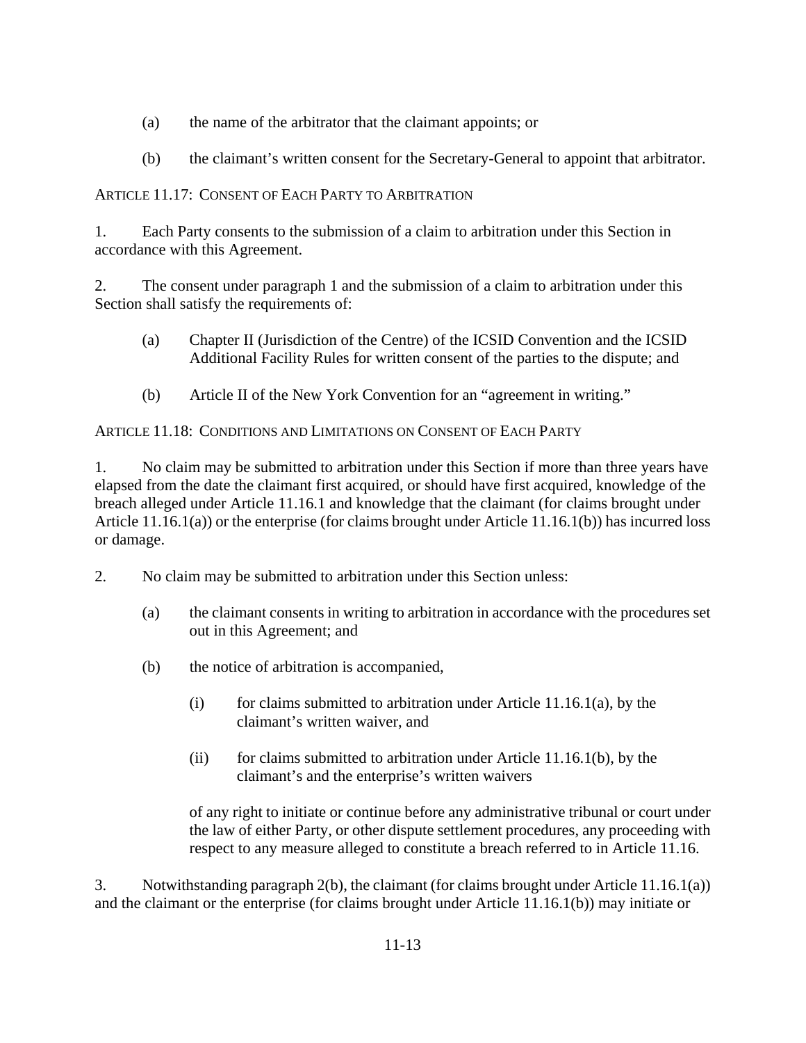(a) the name of the arbitrator that the claimant appoints; or

(b) the claimant's written consent for the Secretary-General to appoint that arbitrator.

ARTICLE 11.17: CONSENT OF EACH PARTY TO ARBITRATION

1. Each Party consents to the submission of a claim to arbitration under this Section in accordance with this Agreement.

2. The consent under paragraph 1 and the submission of a claim to arbitration under this Section shall satisfy the requirements of:

(a) Chapter II (Jurisdiction of the Centre) of the ICSID Convention and the ICSID Additional Facility Rules for written consent of the parties to the dispute; and

(b) Article II of the New York Convention for an "agreement in writing."

ARTICLE 11.18: CONDITIONS AND LIMITATIONS ON CONSENT OF EACH PARTY

1. No claim may be submitted to arbitration under this Section if more than three years have elapsed from the date the claimant first acquired, or should have first acquired, knowledge of the breach alleged under Article 11.16.1 and knowledge that the claimant (for claims brought under Article 11.16.1(a)) or the enterprise (for claims brought under Article 11.16.1(b)) has incurred loss or damage.

2. No claim may be submitted to arbitration under this Section unless:

(a) the claimant consents in writing to arbitration in accordance with the procedures set out in this Agreement; and

(b) the notice of arbitration is accompanied,

(i) for claims submitted to arbitration under Article 11.16.1(a), by the claimant's written waiver, and

(ii) for claims submitted to arbitration under Article 11.16.1(b), by the claimant's and the enterprise's written waivers

of any right to initiate or continue before any administrative tribunal or court under the law of either Party, or other dispute settlement procedures, any proceeding with respect to any measure alleged to constitute a breach referred to in Article 11.16.

3. Notwithstanding paragraph 2(b), the claimant (for claims brought under Article 11.16.1(a)) and the claimant or the enterprise (for claims brought under Article 11.16.1(b)) may initiate or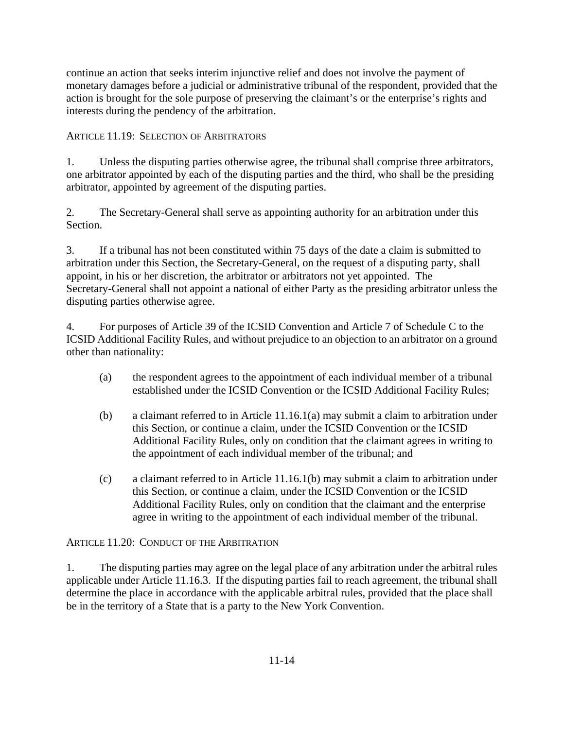continue an action that seeks interim injunctive relief and does not involve the payment of monetary damages before a judicial or administrative tribunal of the respondent, provided that the action is brought for the sole purpose of preserving the claimant's or the enterprise's rights and interests during the pendency of the arbitration.

### Article 11.19: Selection of Arbitrators

1. Unless the disputing parties otherwise agree, the tribunal shall comprise three arbitrators, one arbitrator appointed by each of the disputing parties and the third, who shall be the presiding arbitrator, appointed by agreement of the disputing parties.

2. The Secretary-General shall serve as appointing authority for an arbitration under this Section.

3. If a tribunal has not been constituted within 75 days of the date a claim is submitted to arbitration under this Section, the Secretary-General, on the request of a disputing party, shall appoint, in his or her discretion, the arbitrator or arbitrators not yet appointed. The Secretary-General shall not appoint a national of either Party as the presiding arbitrator unless the disputing parties otherwise agree.

4. For purposes of Article 39 of the ICSID Convention and Article 7 of Schedule C to the ICSID Additional Facility Rules, and without prejudice to an objection to an arbitrator on a ground other than nationality:

   (a) the respondent agrees to the appointment of each individual member of a tribunal established under the ICSID Convention or the ICSID Additional Facility Rules;

   (b) a claimant referred to in Article 11.16.1(a) may submit a claim to arbitration under this Section, or continue a claim, under the ICSID Convention or the ICSID Additional Facility Rules, only on condition that the claimant agrees in writing to the appointment of each individual member of the tribunal; and

   (c) a claimant referred to in Article 11.16.1(b) may submit a claim to arbitration under this Section, or continue a claim, under the ICSID Convention or the ICSID Additional Facility Rules, only on condition that the claimant and the enterprise agree in writing to the appointment of each individual member of the tribunal.

### Article 11.20: Conduct of the Arbitration

1. The disputing parties may agree on the legal place of any arbitration under the arbitral rules applicable under Article 11.16.3. If the disputing parties fail to reach agreement, the tribunal shall determine the place in accordance with the applicable arbitral rules, provided that the place shall be in the territory of a State that is a party to the New York Convention.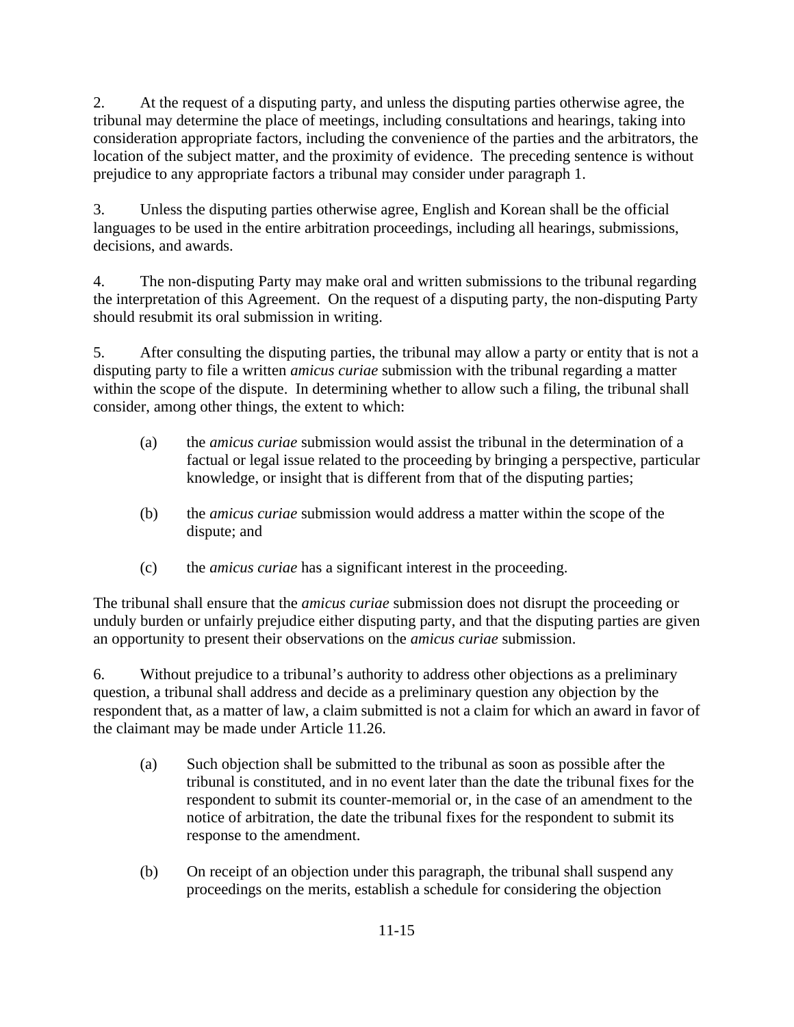2. At the request of a disputing party, and unless the disputing parties otherwise agree, the tribunal may determine the place of meetings, including consultations and hearings, taking into consideration appropriate factors, including the convenience of the parties and the arbitrators, the location of the subject matter, and the proximity of evidence. The preceding sentence is without prejudice to any appropriate factors a tribunal may consider under paragraph 1.

3. Unless the disputing parties otherwise agree, English and Korean shall be the official languages to be used in the entire arbitration proceedings, including all hearings, submissions, decisions, and awards.

4. The non-disputing Party may make oral and written submissions to the tribunal regarding the interpretation of this Agreement. On the request of a disputing party, the non-disputing Party should resubmit its oral submission in writing.

5. After consulting the disputing parties, the tribunal may allow a party or entity that is not a disputing party to file a written *amicus curiae* submission with the tribunal regarding a matter within the scope of the dispute. In determining whether to allow such a filing, the tribunal shall consider, among other things, the extent to which:

(a) the *amicus curiae* submission would assist the tribunal in the determination of a factual or legal issue related to the proceeding by bringing a perspective, particular knowledge, or insight that is different from that of the disputing parties;

(b) the *amicus curiae* submission would address a matter within the scope of the dispute; and

(c) the *amicus curiae* has a significant interest in the proceeding.

The tribunal shall ensure that the *amicus curiae* submission does not disrupt the proceeding or unduly burden or unfairly prejudice either disputing party, and that the disputing parties are given an opportunity to present their observations on the *amicus curiae* submission.

6. Without prejudice to a tribunal's authority to address other objections as a preliminary question, a tribunal shall address and decide as a preliminary question any objection by the respondent that, as a matter of law, a claim submitted is not a claim for which an award in favor of the claimant may be made under Article 11.26.

(a) Such objection shall be submitted to the tribunal as soon as possible after the tribunal is constituted, and in no event later than the date the tribunal fixes for the respondent to submit its counter-memorial or, in the case of an amendment to the notice of arbitration, the date the tribunal fixes for the respondent to submit its response to the amendment.

(b) On receipt of an objection under this paragraph, the tribunal shall suspend any proceedings on the merits, establish a schedule for considering the objection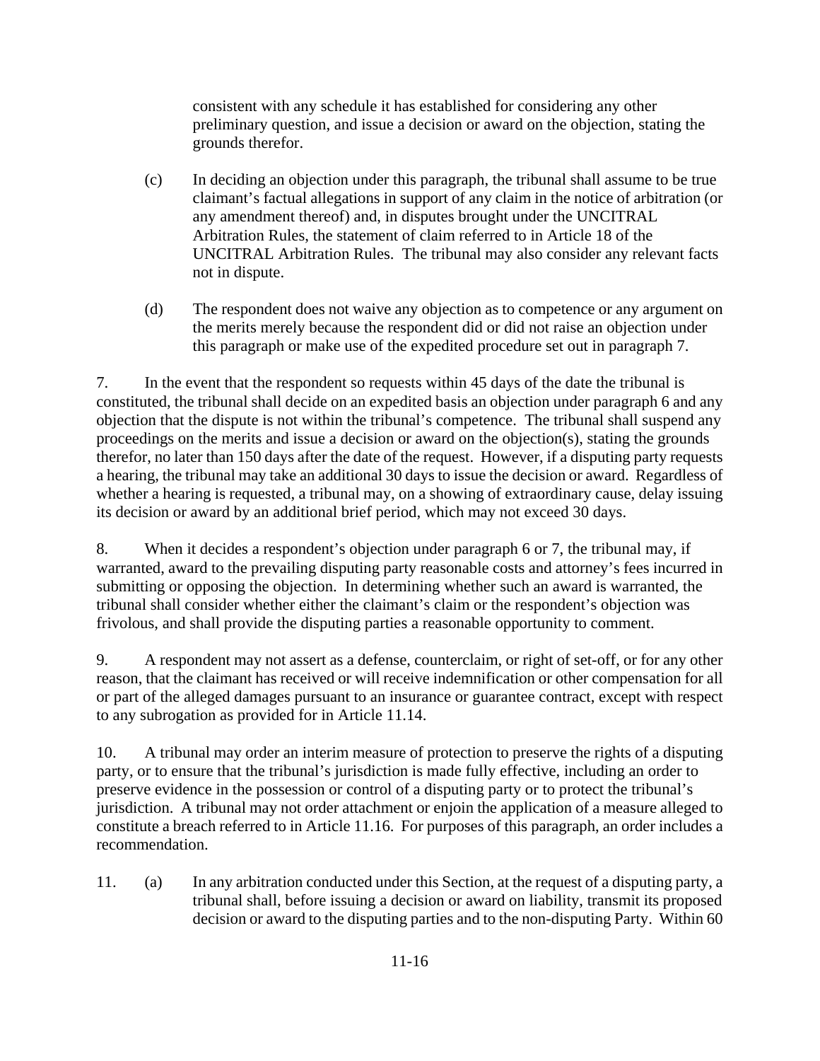consistent with any schedule it has established for considering any other preliminary question, and issue a decision or award on the objection, stating the grounds therefor.

(c) In deciding an objection under this paragraph, the tribunal shall assume to be true claimant's factual allegations in support of any claim in the notice of arbitration (or any amendment thereof) and, in disputes brought under the UNCITRAL Arbitration Rules, the statement of claim referred to in Article 18 of the UNCITRAL Arbitration Rules. The tribunal may also consider any relevant facts not in dispute.

(d) The respondent does not waive any objection as to competence or any argument on the merits merely because the respondent did or did not raise an objection under this paragraph or make use of the expedited procedure set out in paragraph 7.

7. In the event that the respondent so requests within 45 days of the date the tribunal is constituted, the tribunal shall decide on an expedited basis an objection under paragraph 6 and any objection that the dispute is not within the tribunal's competence. The tribunal shall suspend any proceedings on the merits and issue a decision or award on the objection(s), stating the grounds therefor, no later than 150 days after the date of the request. However, if a disputing party requests a hearing, the tribunal may take an additional 30 days to issue the decision or award. Regardless of whether a hearing is requested, a tribunal may, on a showing of extraordinary cause, delay issuing its decision or award by an additional brief period, which may not exceed 30 days.

8. When it decides a respondent's objection under paragraph 6 or 7, the tribunal may, if warranted, award to the prevailing disputing party reasonable costs and attorney's fees incurred in submitting or opposing the objection. In determining whether such an award is warranted, the tribunal shall consider whether either the claimant's claim or the respondent's objection was frivolous, and shall provide the disputing parties a reasonable opportunity to comment.

9. A respondent may not assert as a defense, counterclaim, or right of set-off, or for any other reason, that the claimant has received or will receive indemnification or other compensation for all or part of the alleged damages pursuant to an insurance or guarantee contract, except with respect to any subrogation as provided for in Article 11.14.

10. A tribunal may order an interim measure of protection to preserve the rights of a disputing party, or to ensure that the tribunal's jurisdiction is made fully effective, including an order to preserve evidence in the possession or control of a disputing party or to protect the tribunal's jurisdiction. A tribunal may not order attachment or enjoin the application of a measure alleged to constitute a breach referred to in Article 11.16. For purposes of this paragraph, an order includes a recommendation.

11. (a) In any arbitration conducted under this Section, at the request of a disputing party, a tribunal shall, before issuing a decision or award on liability, transmit its proposed decision or award to the disputing parties and to the non-disputing Party. Within 60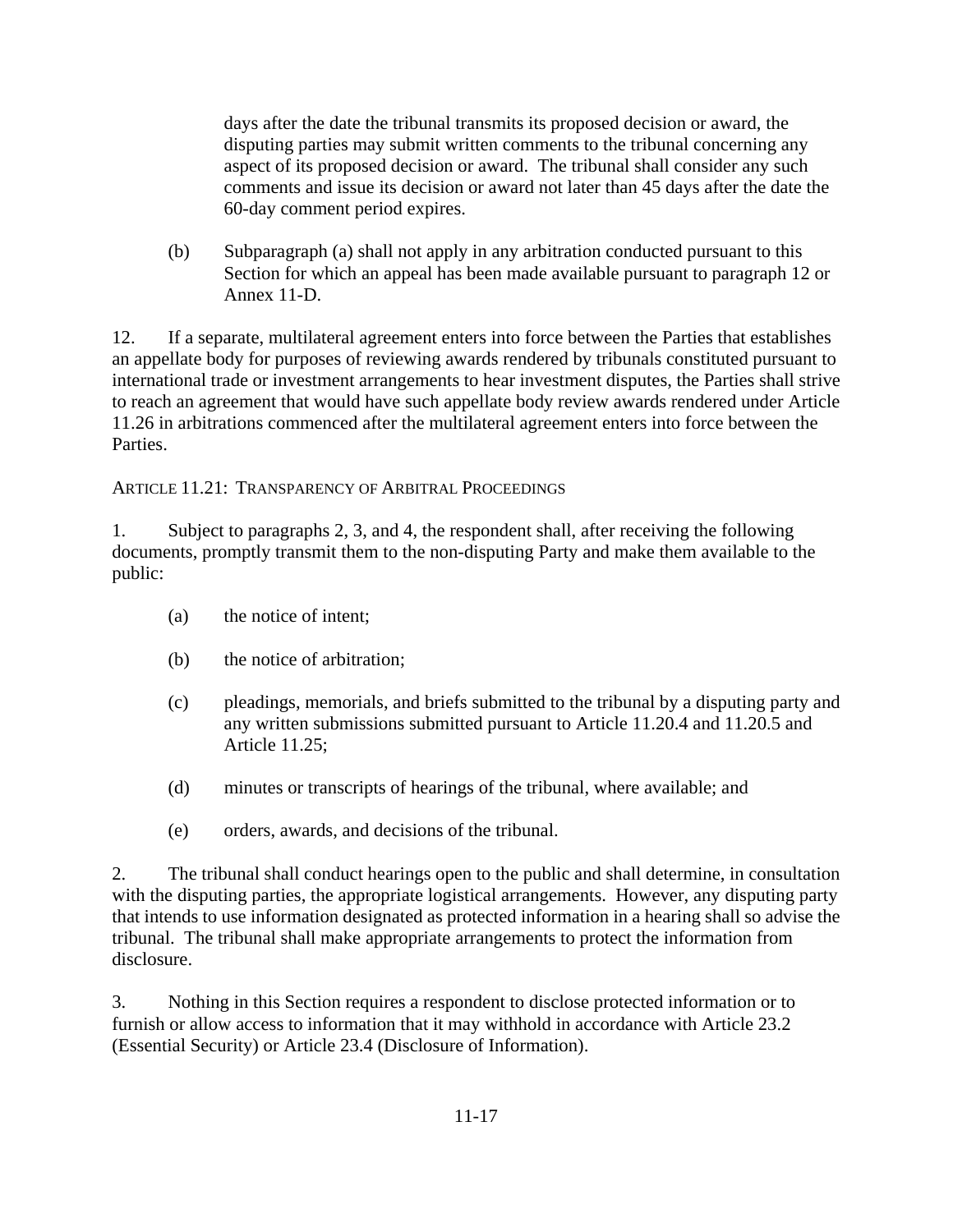days after the date the tribunal transmits its proposed decision or award, the disputing parties may submit written comments to the tribunal concerning any aspect of its proposed decision or award. The tribunal shall consider any such comments and issue its decision or award not later than 45 days after the date the 60-day comment period expires.

(b) Subparagraph (a) shall not apply in any arbitration conducted pursuant to this Section for which an appeal has been made available pursuant to paragraph 12 or Annex 11-D.

12. If a separate, multilateral agreement enters into force between the Parties that establishes an appellate body for purposes of reviewing awards rendered by tribunals constituted pursuant to international trade or investment arrangements to hear investment disputes, the Parties shall strive to reach an agreement that would have such appellate body review awards rendered under Article 11.26 in arbitrations commenced after the multilateral agreement enters into force between the Parties.

ARTICLE 11.21: TRANSPARENCY OF ARBITRAL PROCEEDINGS

1. Subject to paragraphs 2, 3, and 4, the respondent shall, after receiving the following documents, promptly transmit them to the non-disputing Party and make them available to the public:

(a) the notice of intent;

(b) the notice of arbitration;

(c) pleadings, memorials, and briefs submitted to the tribunal by a disputing party and any written submissions submitted pursuant to Article 11.20.4 and 11.20.5 and Article 11.25;

(d) minutes or transcripts of hearings of the tribunal, where available; and

(e) orders, awards, and decisions of the tribunal.

2. The tribunal shall conduct hearings open to the public and shall determine, in consultation with the disputing parties, the appropriate logistical arrangements. However, any disputing party that intends to use information designated as protected information in a hearing shall so advise the tribunal. The tribunal shall make appropriate arrangements to protect the information from disclosure.

3. Nothing in this Section requires a respondent to disclose protected information or to furnish or allow access to information that it may withhold in accordance with Article 23.2 (Essential Security) or Article 23.4 (Disclosure of Information).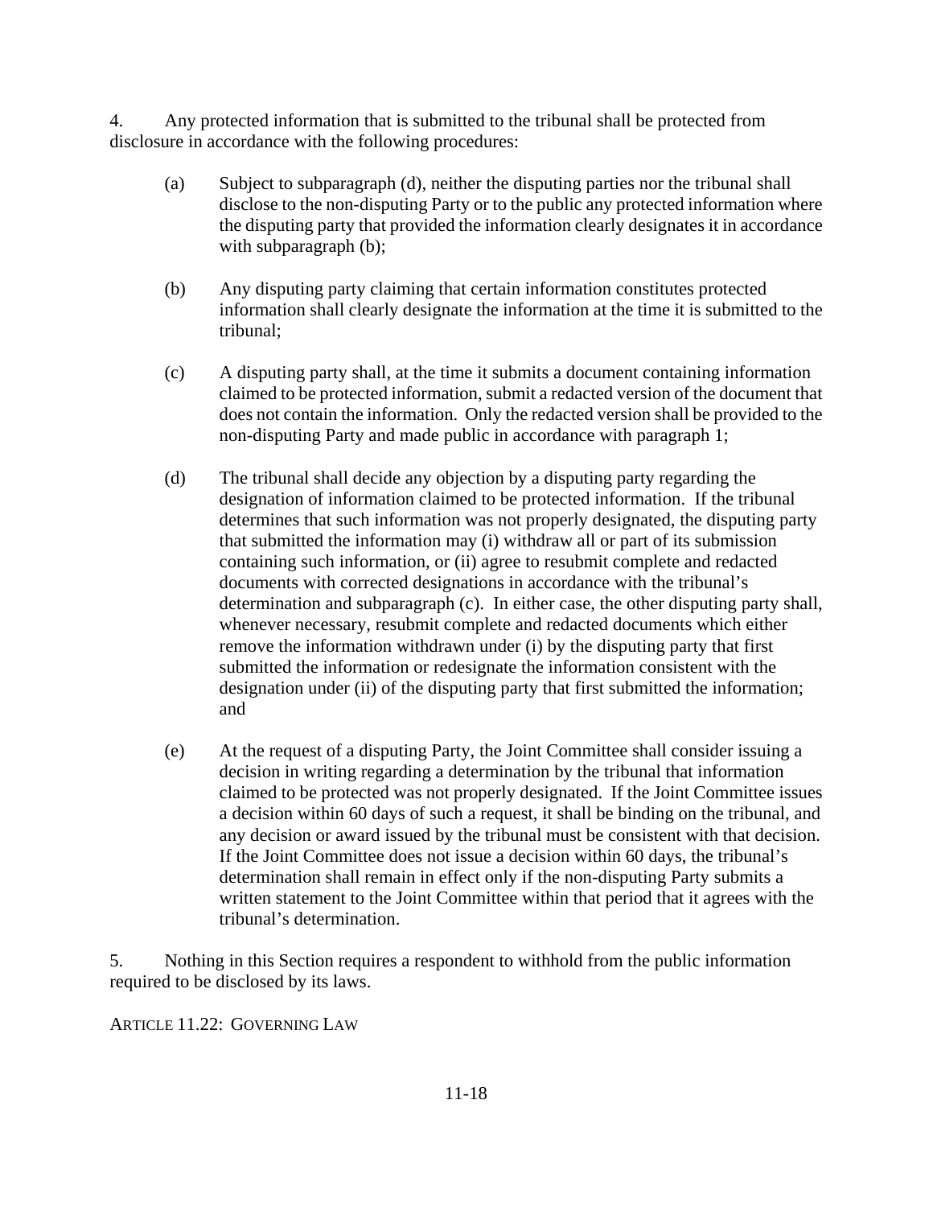4. Any protected information that is submitted to the tribunal shall be protected from disclosure in accordance with the following procedures:

(a) Subject to subparagraph (d), neither the disputing parties nor the tribunal shall disclose to the non-disputing Party or to the public any protected information where the disputing party that provided the information clearly designates it in accordance with subparagraph (b);

(b) Any disputing party claiming that certain information constitutes protected information shall clearly designate the information at the time it is submitted to the tribunal;

(c) A disputing party shall, at the time it submits a document containing information claimed to be protected information, submit a redacted version of the document that does not contain the information. Only the redacted version shall be provided to the non-disputing Party and made public in accordance with paragraph 1;

(d) The tribunal shall decide any objection by a disputing party regarding the designation of information claimed to be protected information. If the tribunal determines that such information was not properly designated, the disputing party that submitted the information may (i) withdraw all or part of its submission containing such information, or (ii) agree to resubmit complete and redacted documents with corrected designations in accordance with the tribunal's determination and subparagraph (c). In either case, the other disputing party shall, whenever necessary, resubmit complete and redacted documents which either remove the information withdrawn under (i) by the disputing party that first submitted the information or redesignate the information consistent with the designation under (ii) of the disputing party that first submitted the information; and

(e) At the request of a disputing Party, the Joint Committee shall consider issuing a decision in writing regarding a determination by the tribunal that information claimed to be protected was not properly designated. If the Joint Committee issues a decision within 60 days of such a request, it shall be binding on the tribunal, and any decision or award issued by the tribunal must be consistent with that decision. If the Joint Committee does not issue a decision within 60 days, the tribunal's determination shall remain in effect only if the non-disputing Party submits a written statement to the Joint Committee within that period that it agrees with the tribunal's determination.

5. Nothing in this Section requires a respondent to withhold from the public information required to be disclosed by its laws.

ARTICLE 11.22: GOVERNING LAW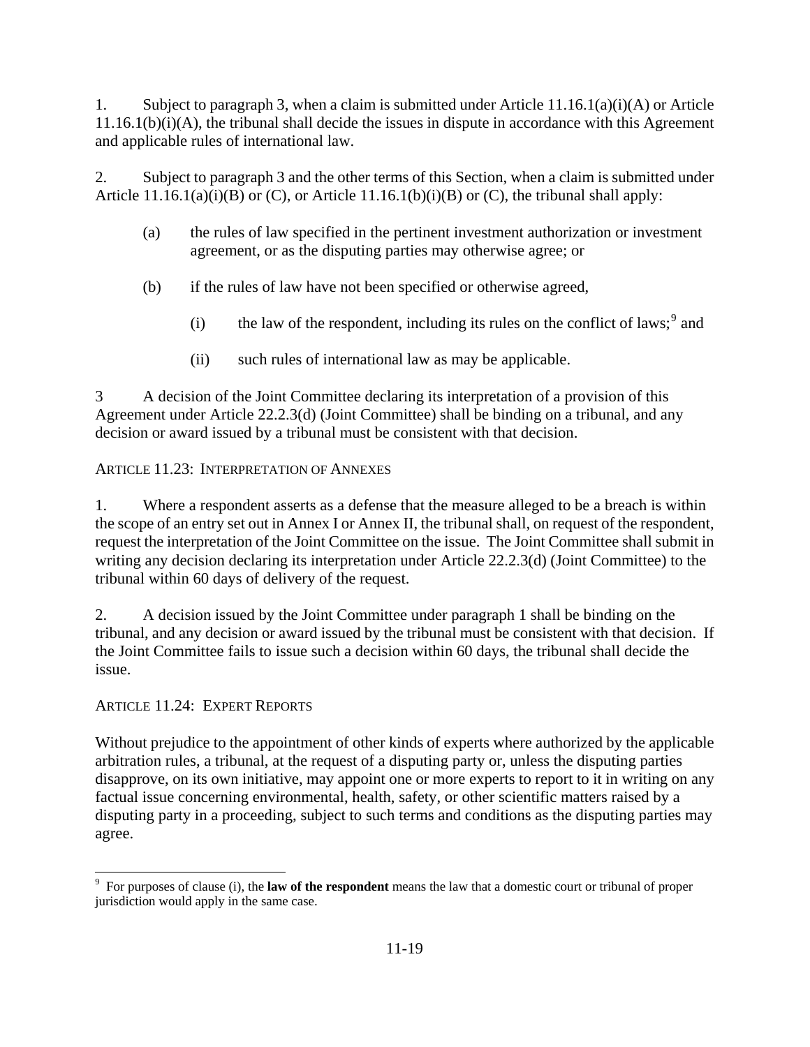1. Subject to paragraph 3, when a claim is submitted under Article 11.16.1(a)(i)(A) or Article 11.16.1(b)(i)(A), the tribunal shall decide the issues in dispute in accordance with this Agreement and applicable rules of international law.

2. Subject to paragraph 3 and the other terms of this Section, when a claim is submitted under Article 11.16.1(a)(i)(B) or (C), or Article 11.16.1(b)(i)(B) or (C), the tribunal shall apply:

   (a) the rules of law specified in the pertinent investment authorization or investment agreement, or as the disputing parties may otherwise agree; or

   (b) if the rules of law have not been specified or otherwise agreed,

      (i) the law of the respondent, including its rules on the conflict of laws;[9] and

      (ii) such rules of international law as may be applicable.

3 A decision of the Joint Committee declaring its interpretation of a provision of this Agreement under Article 22.2.3(d) (Joint Committee) shall be binding on a tribunal, and any decision or award issued by a tribunal must be consistent with that decision.

## ARTICLE 11.23: INTERPRETATION OF ANNEXES

1. Where a respondent asserts as a defense that the measure alleged to be a breach is within the scope of an entry set out in Annex I or Annex II, the tribunal shall, on request of the respondent, request the interpretation of the Joint Committee on the issue. The Joint Committee shall submit in writing any decision declaring its interpretation under Article 22.2.3(d) (Joint Committee) to the tribunal within 60 days of delivery of the request.

2. A decision issued by the Joint Committee under paragraph 1 shall be binding on the tribunal, and any decision or award issued by the tribunal must be consistent with that decision. If the Joint Committee fails to issue such a decision within 60 days, the tribunal shall decide the issue.

## ARTICLE 11.24: EXPERT REPORTS

Without prejudice to the appointment of other kinds of experts where authorized by the applicable arbitration rules, a tribunal, at the request of a disputing party or, unless the disputing parties disapprove, on its own initiative, may appoint one or more experts to report to it in writing on any factual issue concerning environmental, health, safety, or other scientific matters raised by a disputing party in a proceeding, subject to such terms and conditions as the disputing parties may agree.

---

[9] For purposes of clause (i), the **law of the respondent** means the law that a domestic court or tribunal of proper jurisdiction would apply in the same case.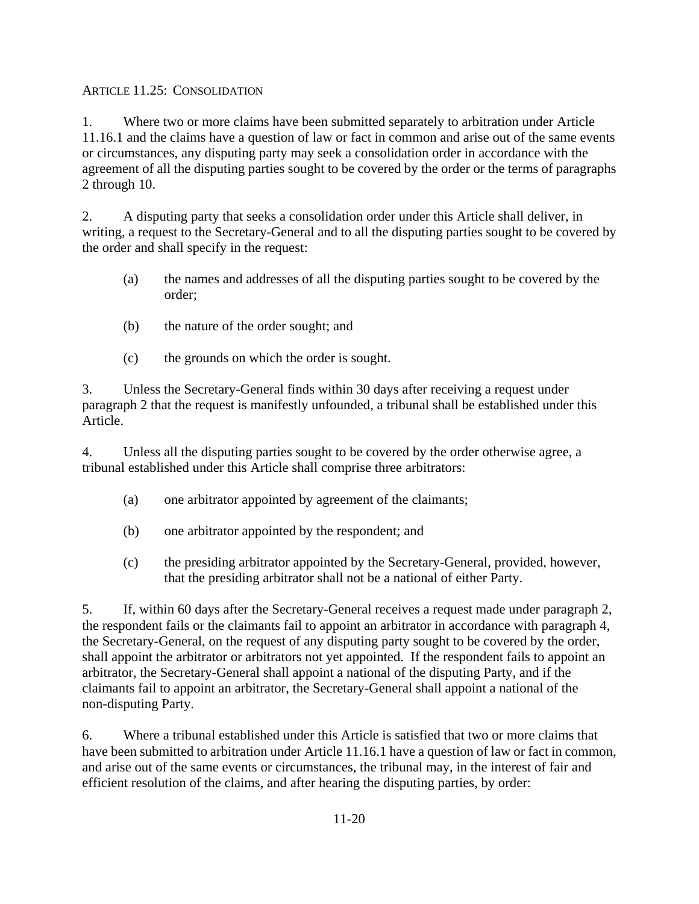ARTICLE 11.25: CONSOLIDATION

1. Where two or more claims have been submitted separately to arbitration under Article 11.16.1 and the claims have a question of law or fact in common and arise out of the same events or circumstances, any disputing party may seek a consolidation order in accordance with the agreement of all the disputing parties sought to be covered by the order or the terms of paragraphs 2 through 10.

2. A disputing party that seeks a consolidation order under this Article shall deliver, in writing, a request to the Secretary-General and to all the disputing parties sought to be covered by the order and shall specify in the request:

   (a) the names and addresses of all the disputing parties sought to be covered by the order;

   (b) the nature of the order sought; and

   (c) the grounds on which the order is sought.

3. Unless the Secretary-General finds within 30 days after receiving a request under paragraph 2 that the request is manifestly unfounded, a tribunal shall be established under this Article.

4. Unless all the disputing parties sought to be covered by the order otherwise agree, a tribunal established under this Article shall comprise three arbitrators:

   (a) one arbitrator appointed by agreement of the claimants;

   (b) one arbitrator appointed by the respondent; and

   (c) the presiding arbitrator appointed by the Secretary-General, provided, however, that the presiding arbitrator shall not be a national of either Party.

5. If, within 60 days after the Secretary-General receives a request made under paragraph 2, the respondent fails or the claimants fail to appoint an arbitrator in accordance with paragraph 4, the Secretary-General, on the request of any disputing party sought to be covered by the order, shall appoint the arbitrator or arbitrators not yet appointed. If the respondent fails to appoint an arbitrator, the Secretary-General shall appoint a national of the disputing Party, and if the claimants fail to appoint an arbitrator, the Secretary-General shall appoint a national of the non-disputing Party.

6. Where a tribunal established under this Article is satisfied that two or more claims that have been submitted to arbitration under Article 11.16.1 have a question of law or fact in common, and arise out of the same events or circumstances, the tribunal may, in the interest of fair and efficient resolution of the claims, and after hearing the disputing parties, by order: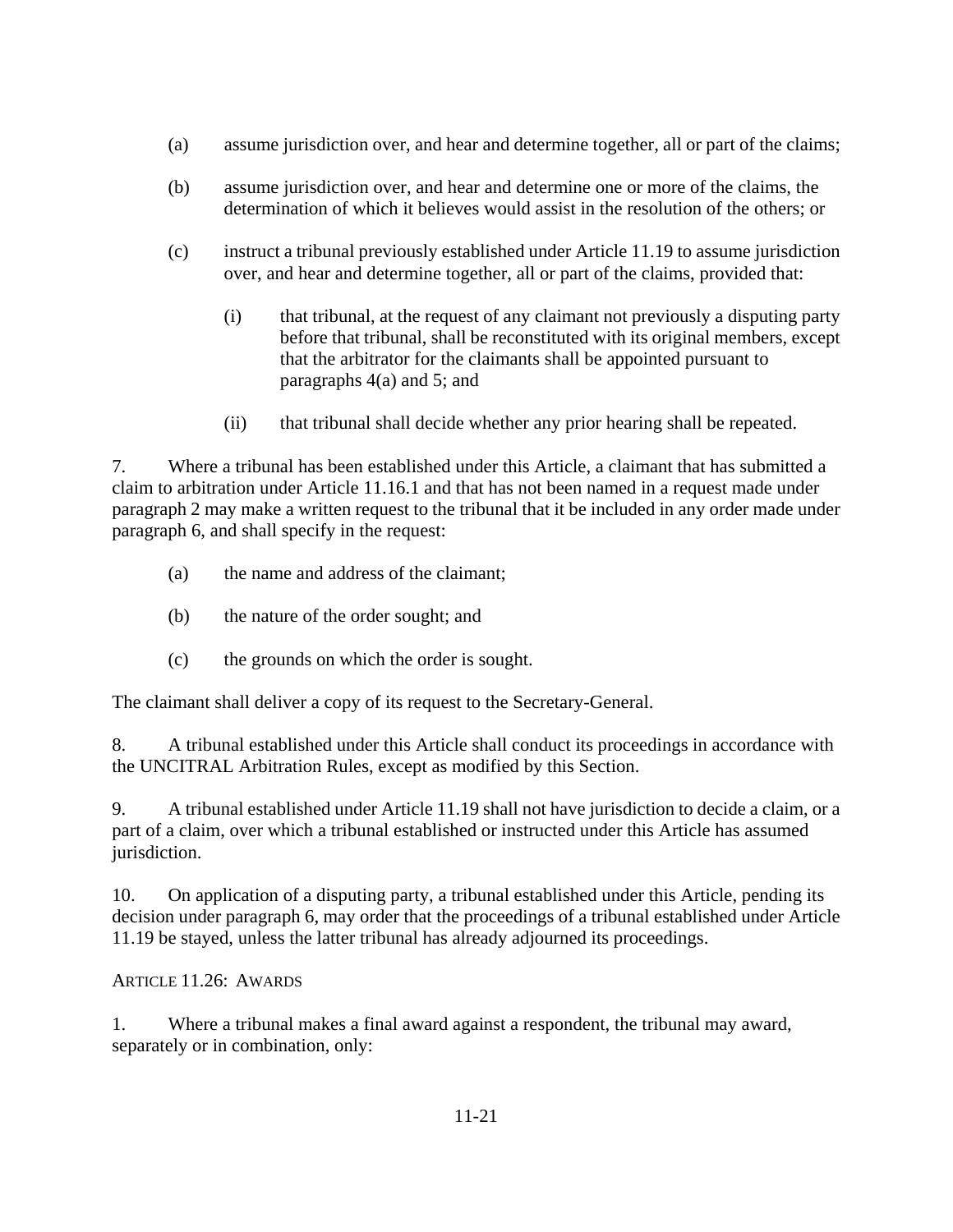(a) assume jurisdiction over, and hear and determine together, all or part of the claims;

(b) assume jurisdiction over, and hear and determine one or more of the claims, the determination of which it believes would assist in the resolution of the others; or

(c) instruct a tribunal previously established under Article 11.19 to assume jurisdiction over, and hear and determine together, all or part of the claims, provided that:

  (i) that tribunal, at the request of any claimant not previously a disputing party before that tribunal, shall be reconstituted with its original members, except that the arbitrator for the claimants shall be appointed pursuant to paragraphs 4(a) and 5; and

  (ii) that tribunal shall decide whether any prior hearing shall be repeated.

7. Where a tribunal has been established under this Article, a claimant that has submitted a claim to arbitration under Article 11.16.1 and that has not been named in a request made under paragraph 2 may make a written request to the tribunal that it be included in any order made under paragraph 6, and shall specify in the request:

(a) the name and address of the claimant;

(b) the nature of the order sought; and

(c) the grounds on which the order is sought.

The claimant shall deliver a copy of its request to the Secretary-General.

8. A tribunal established under this Article shall conduct its proceedings in accordance with the UNCITRAL Arbitration Rules, except as modified by this Section.

9. A tribunal established under Article 11.19 shall not have jurisdiction to decide a claim, or a part of a claim, over which a tribunal established or instructed under this Article has assumed jurisdiction.

10. On application of a disputing party, a tribunal established under this Article, pending its decision under paragraph 6, may order that the proceedings of a tribunal established under Article 11.19 be stayed, unless the latter tribunal has already adjourned its proceedings.

## Article 11.26: Awards

1. Where a tribunal makes a final award against a respondent, the tribunal may award, separately or in combination, only: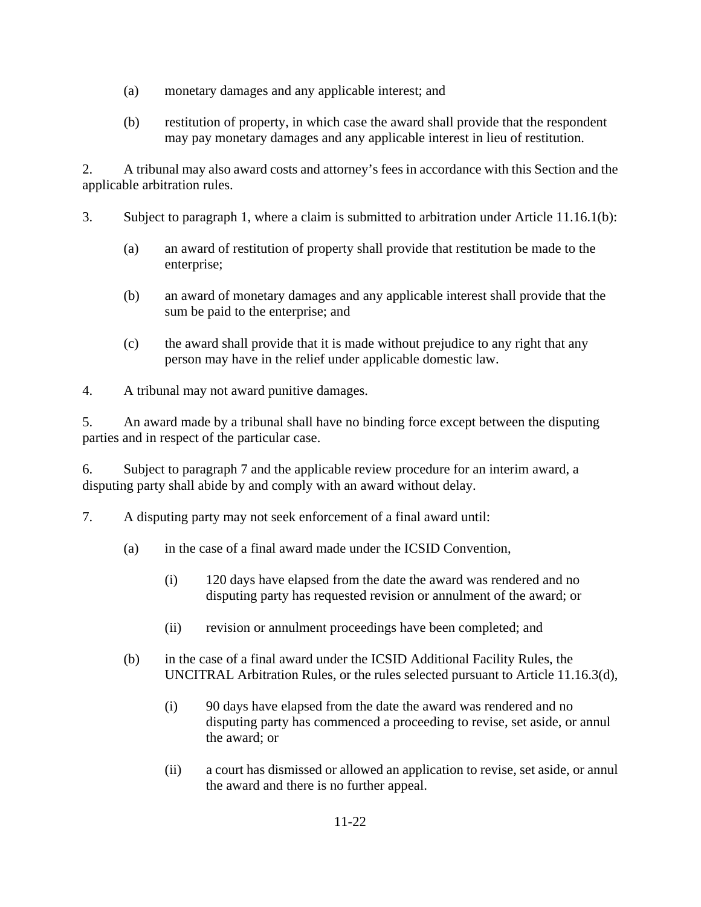(a) monetary damages and any applicable interest; and

(b) restitution of property, in which case the award shall provide that the respondent may pay monetary damages and any applicable interest in lieu of restitution.

2. A tribunal may also award costs and attorney's fees in accordance with this Section and the applicable arbitration rules.

3. Subject to paragraph 1, where a claim is submitted to arbitration under Article 11.16.1(b):

(a) an award of restitution of property shall provide that restitution be made to the enterprise;

(b) an award of monetary damages and any applicable interest shall provide that the sum be paid to the enterprise; and

(c) the award shall provide that it is made without prejudice to any right that any person may have in the relief under applicable domestic law.

4. A tribunal may not award punitive damages.

5. An award made by a tribunal shall have no binding force except between the disputing parties and in respect of the particular case.

6. Subject to paragraph 7 and the applicable review procedure for an interim award, a disputing party shall abide by and comply with an award without delay.

7. A disputing party may not seek enforcement of a final award until:

(a) in the case of a final award made under the ICSID Convention,

(i) 120 days have elapsed from the date the award was rendered and no disputing party has requested revision or annulment of the award; or

(ii) revision or annulment proceedings have been completed; and

(b) in the case of a final award under the ICSID Additional Facility Rules, the UNCITRAL Arbitration Rules, or the rules selected pursuant to Article 11.16.3(d),

(i) 90 days have elapsed from the date the award was rendered and no disputing party has commenced a proceeding to revise, set aside, or annul the award; or

(ii) a court has dismissed or allowed an application to revise, set aside, or annul the award and there is no further appeal.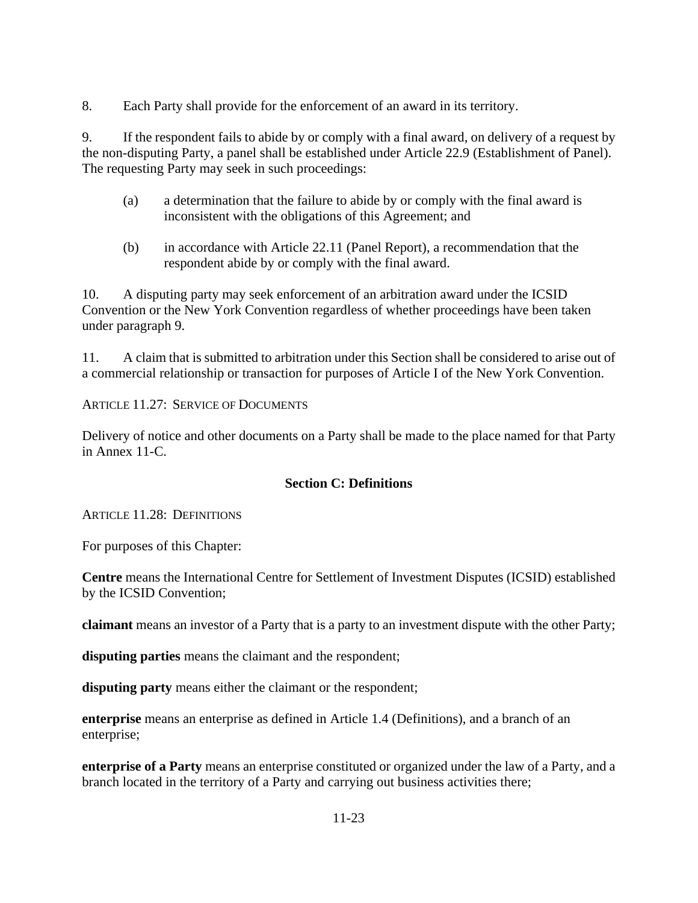8. Each Party shall provide for the enforcement of an award in its territory.

9. If the respondent fails to abide by or comply with a final award, on delivery of a request by the non-disputing Party, a panel shall be established under Article 22.9 (Establishment of Panel). The requesting Party may seek in such proceedings:

(a) a determination that the failure to abide by or comply with the final award is inconsistent with the obligations of this Agreement; and

(b) in accordance with Article 22.11 (Panel Report), a recommendation that the respondent abide by or comply with the final award.

10. A disputing party may seek enforcement of an arbitration award under the ICSID Convention or the New York Convention regardless of whether proceedings have been taken under paragraph 9.

11. A claim that is submitted to arbitration under this Section shall be considered to arise out of a commercial relationship or transaction for purposes of Article I of the New York Convention.

ARTICLE 11.27: SERVICE OF DOCUMENTS

Delivery of notice and other documents on a Party shall be made to the place named for that Party in Annex 11-C.

## Section C: Definitions

ARTICLE 11.28: DEFINITIONS

For purposes of this Chapter:

**Centre** means the International Centre for Settlement of Investment Disputes (ICSID) established by the ICSID Convention;

**claimant** means an investor of a Party that is a party to an investment dispute with the other Party;

**disputing parties** means the claimant and the respondent;

**disputing party** means either the claimant or the respondent;

**enterprise** means an enterprise as defined in Article 1.4 (Definitions), and a branch of an enterprise;

**enterprise of a Party** means an enterprise constituted or organized under the law of a Party, and a branch located in the territory of a Party and carrying out business activities there;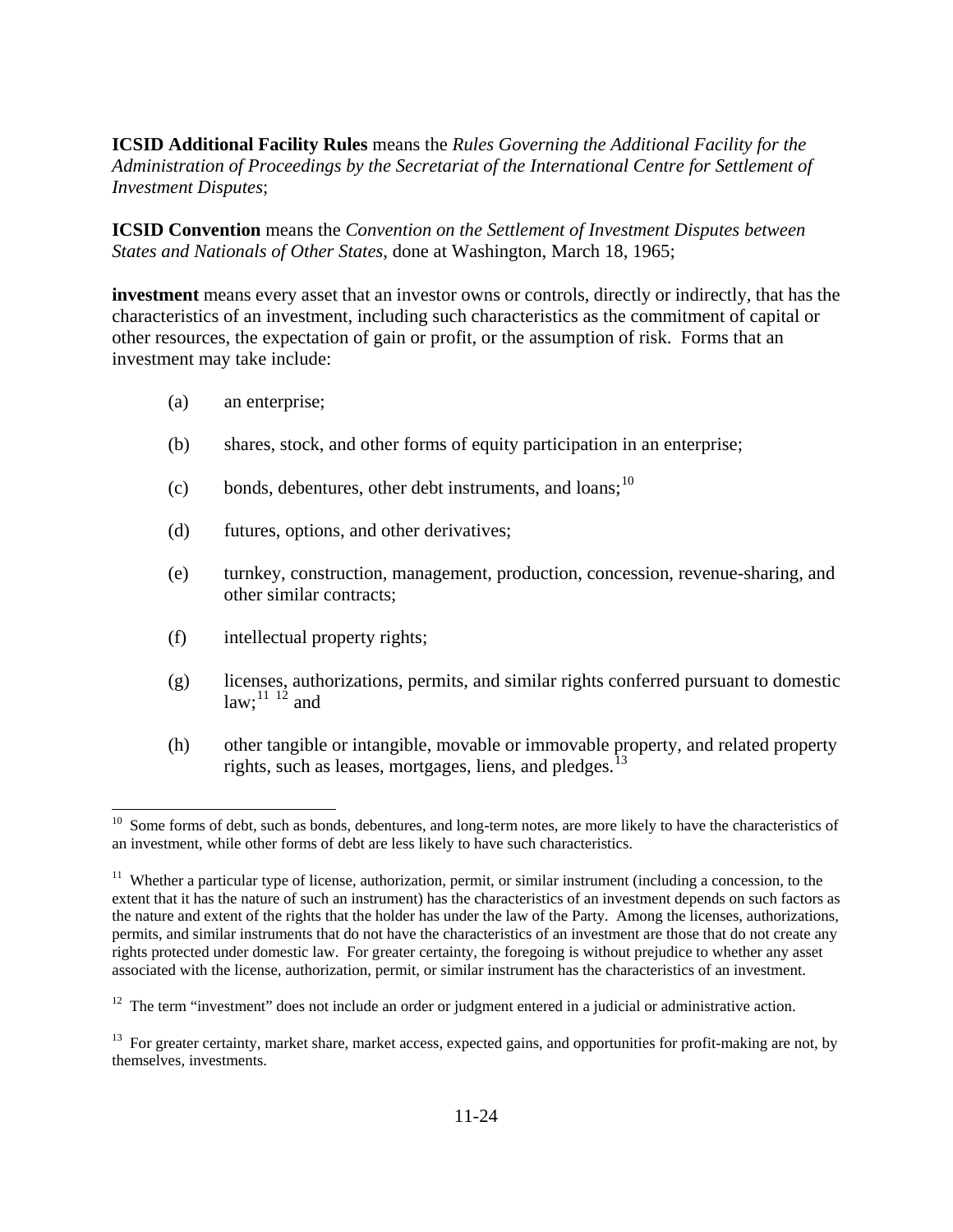**ICSID Additional Facility Rules** means the *Rules Governing the Additional Facility for the Administration of Proceedings by the Secretariat of the International Centre for Settlement of Investment Disputes*;

**ICSID Convention** means the *Convention on the Settlement of Investment Disputes between States and Nationals of Other States*, done at Washington, March 18, 1965;

**investment** means every asset that an investor owns or controls, directly or indirectly, that has the characteristics of an investment, including such characteristics as the commitment of capital or other resources, the expectation of gain or profit, or the assumption of risk. Forms that an investment may take include:

(a) an enterprise;

(b) shares, stock, and other forms of equity participation in an enterprise;

(c) bonds, debentures, other debt instruments, and loans;[10]

(d) futures, options, and other derivatives;

(e) turnkey, construction, management, production, concession, revenue-sharing, and other similar contracts;

(f) intellectual property rights;

(g) licenses, authorizations, permits, and similar rights conferred pursuant to domestic law;[11] [12] and

(h) other tangible or intangible, movable or immovable property, and related property rights, such as leases, mortgages, liens, and pledges.[13]

---

[10] Some forms of debt, such as bonds, debentures, and long-term notes, are more likely to have the characteristics of an investment, while other forms of debt are less likely to have such characteristics.

[11] Whether a particular type of license, authorization, permit, or similar instrument (including a concession, to the extent that it has the nature of such an instrument) has the characteristics of an investment depends on such factors as the nature and extent of the rights that the holder has under the law of the Party. Among the licenses, authorizations, permits, and similar instruments that do not have the characteristics of an investment are those that do not create any rights protected under domestic law. For greater certainty, the foregoing is without prejudice to whether any asset associated with the license, authorization, permit, or similar instrument has the characteristics of an investment.

[12] The term "investment" does not include an order or judgment entered in a judicial or administrative action.

[13] For greater certainty, market share, market access, expected gains, and opportunities for profit-making are not, by themselves, investments.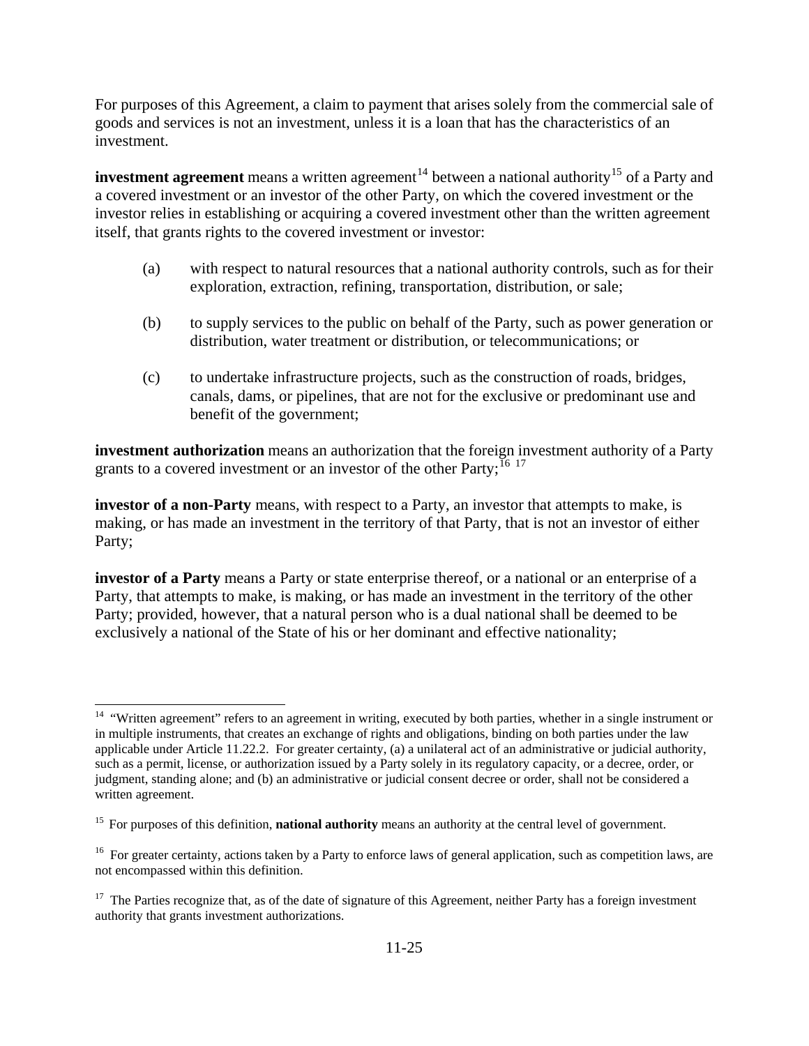For purposes of this Agreement, a claim to payment that arises solely from the commercial sale of goods and services is not an investment, unless it is a loan that has the characteristics of an investment.

**investment agreement** means a written agreement[14] between a national authority[15] of a Party and a covered investment or an investor of the other Party, on which the covered investment or the investor relies in establishing or acquiring a covered investment other than the written agreement itself, that grants rights to the covered investment or investor:

(a) with respect to natural resources that a national authority controls, such as for their exploration, extraction, refining, transportation, distribution, or sale;

(b) to supply services to the public on behalf of the Party, such as power generation or distribution, water treatment or distribution, or telecommunications; or

(c) to undertake infrastructure projects, such as the construction of roads, bridges, canals, dams, or pipelines, that are not for the exclusive or predominant use and benefit of the government;

**investment authorization** means an authorization that the foreign investment authority of a Party grants to a covered investment or an investor of the other Party;[16] [17]

**investor of a non-Party** means, with respect to a Party, an investor that attempts to make, is making, or has made an investment in the territory of that Party, that is not an investor of either Party;

**investor of a Party** means a Party or state enterprise thereof, or a national or an enterprise of a Party, that attempts to make, is making, or has made an investment in the territory of the other Party; provided, however, that a natural person who is a dual national shall be deemed to be exclusively a national of the State of his or her dominant and effective nationality;

---

[14] "Written agreement" refers to an agreement in writing, executed by both parties, whether in a single instrument or in multiple instruments, that creates an exchange of rights and obligations, binding on both parties under the law applicable under Article 11.22.2. For greater certainty, (a) a unilateral act of an administrative or judicial authority, such as a permit, license, or authorization issued by a Party solely in its regulatory capacity, or a decree, order, or judgment, standing alone; and (b) an administrative or judicial consent decree or order, shall not be considered a written agreement.

[15] For purposes of this definition, **national authority** means an authority at the central level of government.

[16] For greater certainty, actions taken by a Party to enforce laws of general application, such as competition laws, are not encompassed within this definition.

[17] The Parties recognize that, as of the date of signature of this Agreement, neither Party has a foreign investment authority that grants investment authorizations.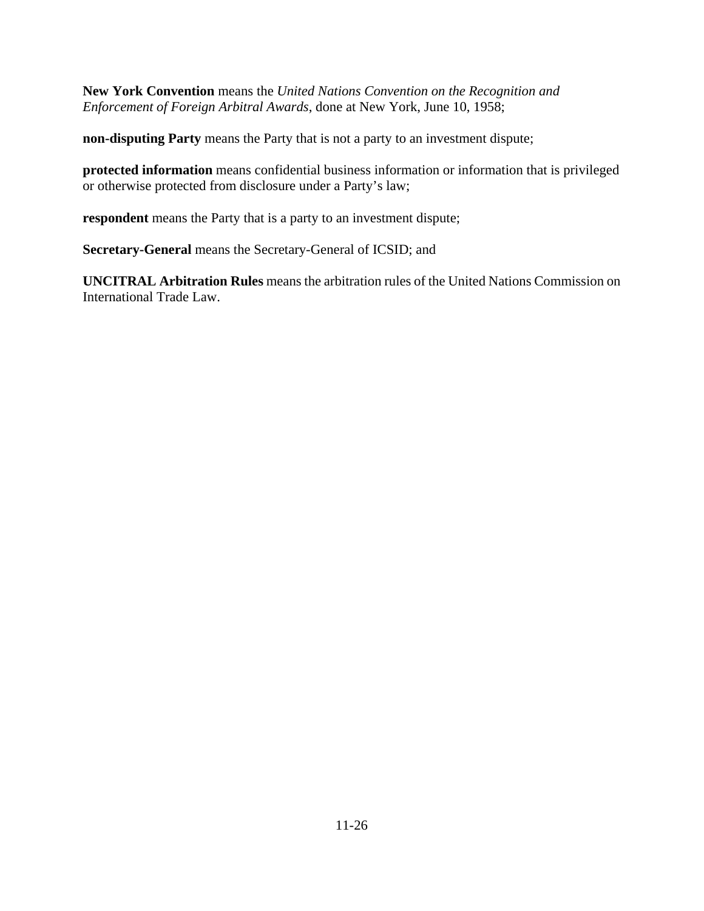**New York Convention** means the *United Nations Convention on the Recognition and Enforcement of Foreign Arbitral Awards*, done at New York, June 10, 1958;

**non-disputing Party** means the Party that is not a party to an investment dispute;

**protected information** means confidential business information or information that is privileged or otherwise protected from disclosure under a Party's law;

**respondent** means the Party that is a party to an investment dispute;

**Secretary-General** means the Secretary-General of ICSID; and

**UNCITRAL Arbitration Rules** means the arbitration rules of the United Nations Commission on International Trade Law.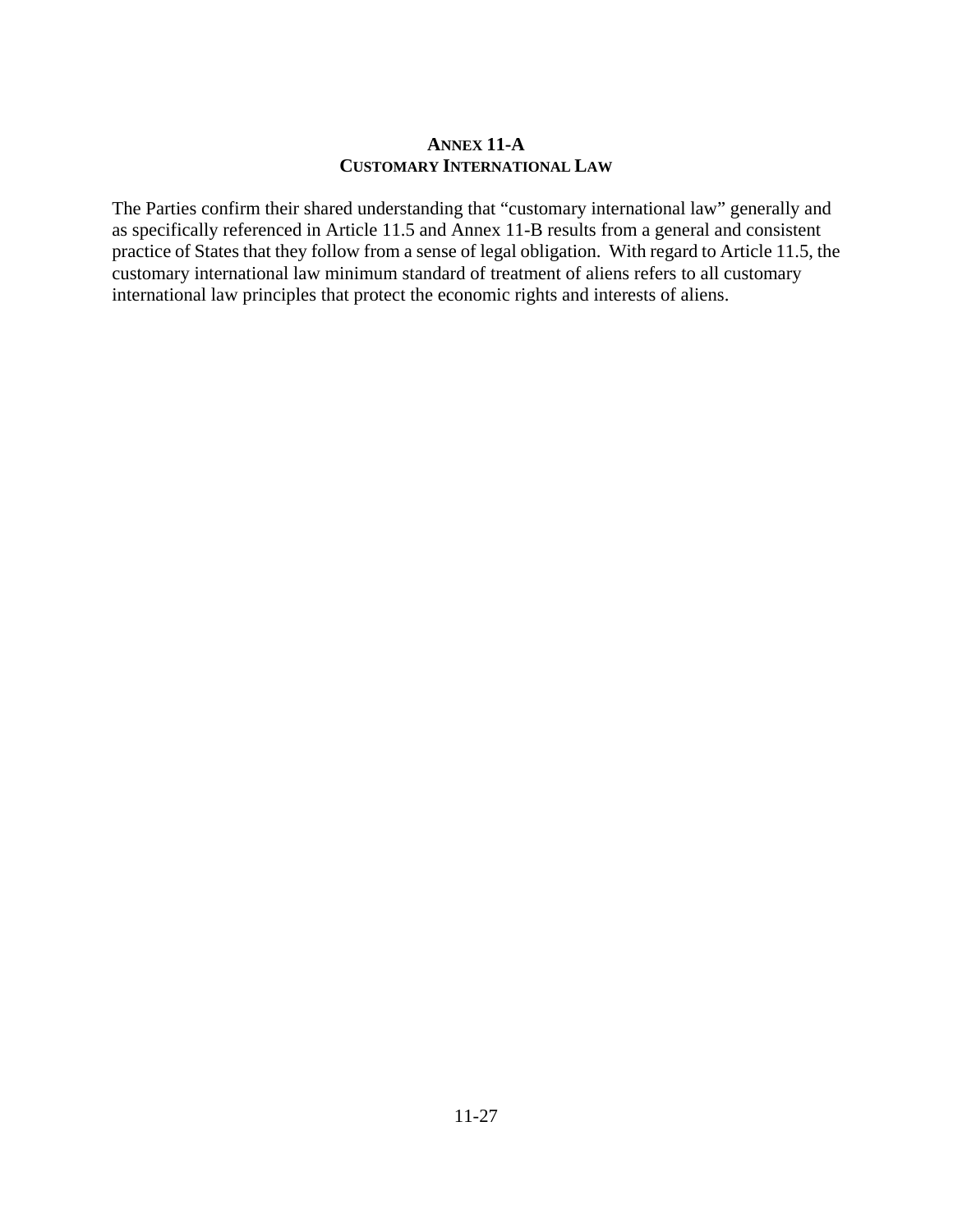## ANNEX 11-A
## CUSTOMARY INTERNATIONAL LAW

The Parties confirm their shared understanding that "customary international law" generally and as specifically referenced in Article 11.5 and Annex 11-B results from a general and consistent practice of States that they follow from a sense of legal obligation. With regard to Article 11.5, the customary international law minimum standard of treatment of aliens refers to all customary international law principles that protect the economic rights and interests of aliens.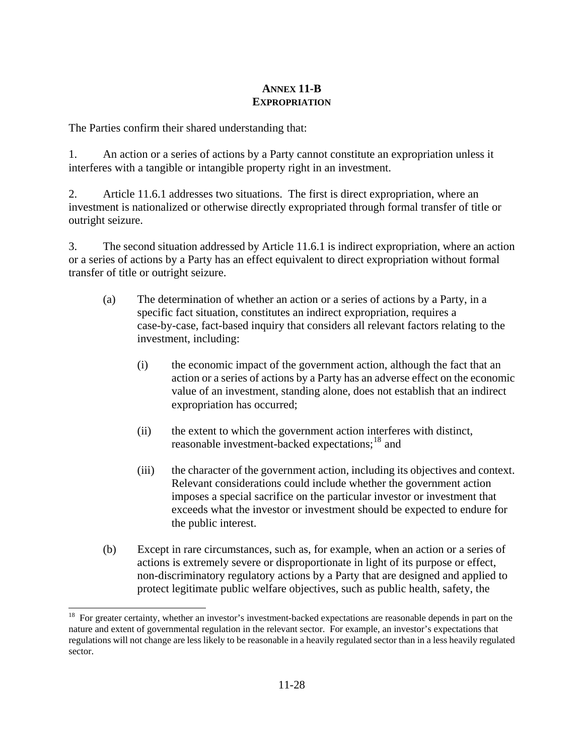## ANNEX 11-B
## EXPROPRIATION

The Parties confirm their shared understanding that:

1. An action or a series of actions by a Party cannot constitute an expropriation unless it interferes with a tangible or intangible property right in an investment.

2. Article 11.6.1 addresses two situations. The first is direct expropriation, where an investment is nationalized or otherwise directly expropriated through formal transfer of title or outright seizure.

3. The second situation addressed by Article 11.6.1 is indirect expropriation, where an action or a series of actions by a Party has an effect equivalent to direct expropriation without formal transfer of title or outright seizure.

   (a) The determination of whether an action or a series of actions by a Party, in a specific fact situation, constitutes an indirect expropriation, requires a case-by-case, fact-based inquiry that considers all relevant factors relating to the investment, including:

      (i) the economic impact of the government action, although the fact that an action or a series of actions by a Party has an adverse effect on the economic value of an investment, standing alone, does not establish that an indirect expropriation has occurred;

      (ii) the extent to which the government action interferes with distinct, reasonable investment-backed expectations;[18] and

      (iii) the character of the government action, including its objectives and context. Relevant considerations could include whether the government action imposes a special sacrifice on the particular investor or investment that exceeds what the investor or investment should be expected to endure for the public interest.

   (b) Except in rare circumstances, such as, for example, when an action or a series of actions is extremely severe or disproportionate in light of its purpose or effect, non-discriminatory regulatory actions by a Party that are designed and applied to protect legitimate public welfare objectives, such as public health, safety, the

---

[18] For greater certainty, whether an investor's investment-backed expectations are reasonable depends in part on the nature and extent of governmental regulation in the relevant sector. For example, an investor's expectations that regulations will not change are less likely to be reasonable in a heavily regulated sector than in a less heavily regulated sector.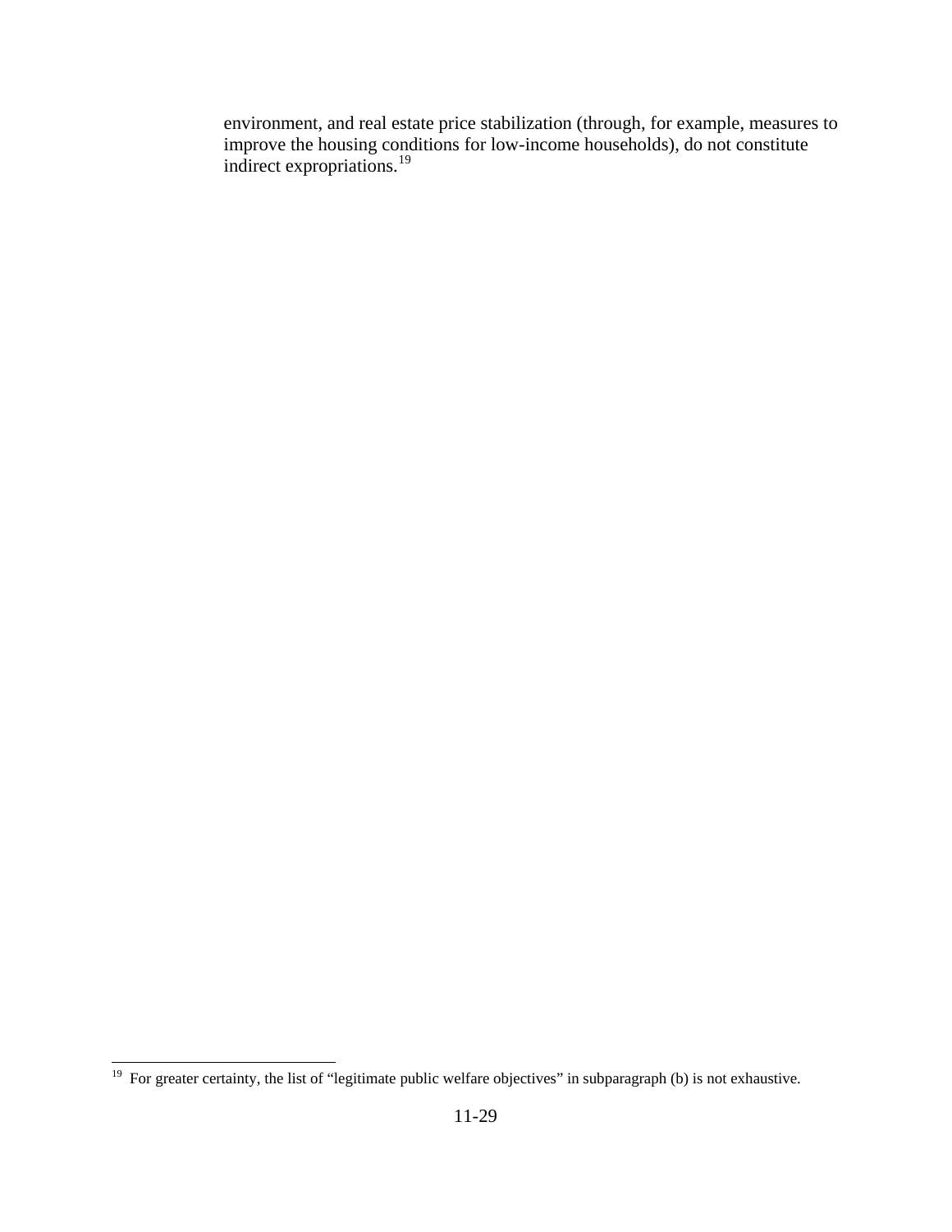environment, and real estate price stabilization (through, for example, measures to improve the housing conditions for low-income households), do not constitute indirect expropriations.[19]

---

[19] For greater certainty, the list of "legitimate public welfare objectives" in subparagraph (b) is not exhaustive.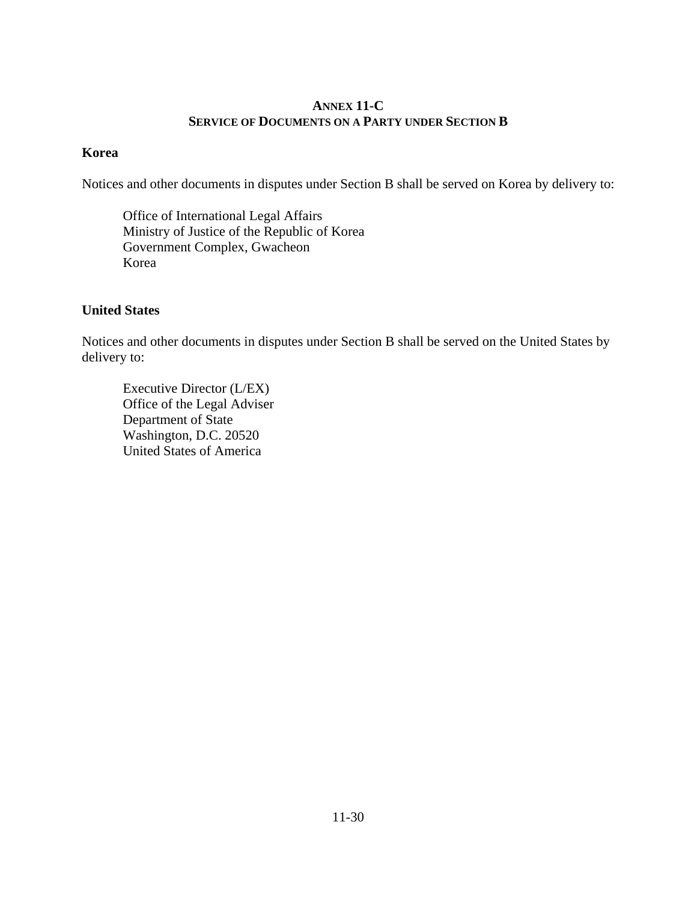## Annex 11-C
## Service of Documents on a Party under Section B

**Korea**

Notices and other documents in disputes under Section B shall be served on Korea by delivery to:

> Office of International Legal Affairs
> Ministry of Justice of the Republic of Korea
> Government Complex, Gwacheon
> Korea

**United States**

Notices and other documents in disputes under Section B shall be served on the United States by delivery to:

> Executive Director (L/EX)
> Office of the Legal Adviser
> Department of State
> Washington, D.C. 20520
> United States of America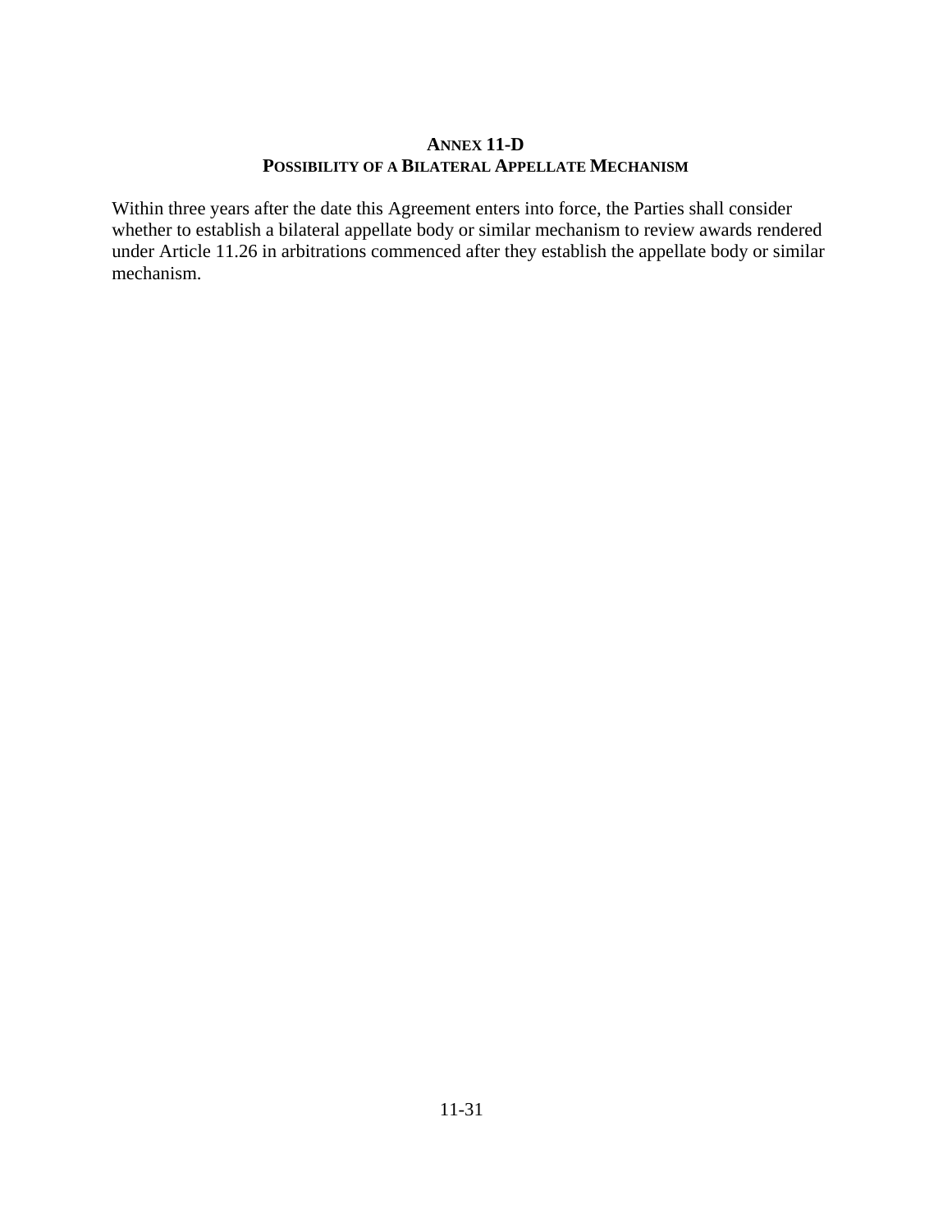## ANNEX 11-D
## POSSIBILITY OF A BILATERAL APPELLATE MECHANISM

Within three years after the date this Agreement enters into force, the Parties shall consider whether to establish a bilateral appellate body or similar mechanism to review awards rendered under Article 11.26 in arbitrations commenced after they establish the appellate body or similar mechanism.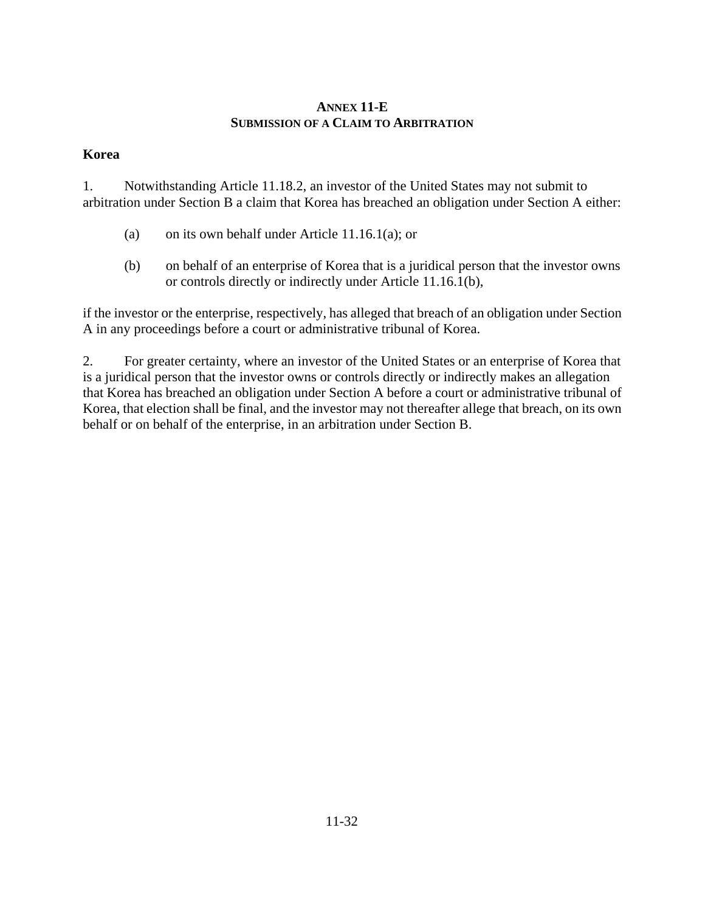# ANNEX 11-E
## SUBMISSION OF A CLAIM TO ARBITRATION

**Korea**

1. Notwithstanding Article 11.18.2, an investor of the United States may not submit to arbitration under Section B a claim that Korea has breached an obligation under Section A either:

   (a) on its own behalf under Article 11.16.1(a); or

   (b) on behalf of an enterprise of Korea that is a juridical person that the investor owns or controls directly or indirectly under Article 11.16.1(b),

if the investor or the enterprise, respectively, has alleged that breach of an obligation under Section A in any proceedings before a court or administrative tribunal of Korea.

2. For greater certainty, where an investor of the United States or an enterprise of Korea that is a juridical person that the investor owns or controls directly or indirectly makes an allegation that Korea has breached an obligation under Section A before a court or administrative tribunal of Korea, that election shall be final, and the investor may not thereafter allege that breach, on its own behalf or on behalf of the enterprise, in an arbitration under Section B.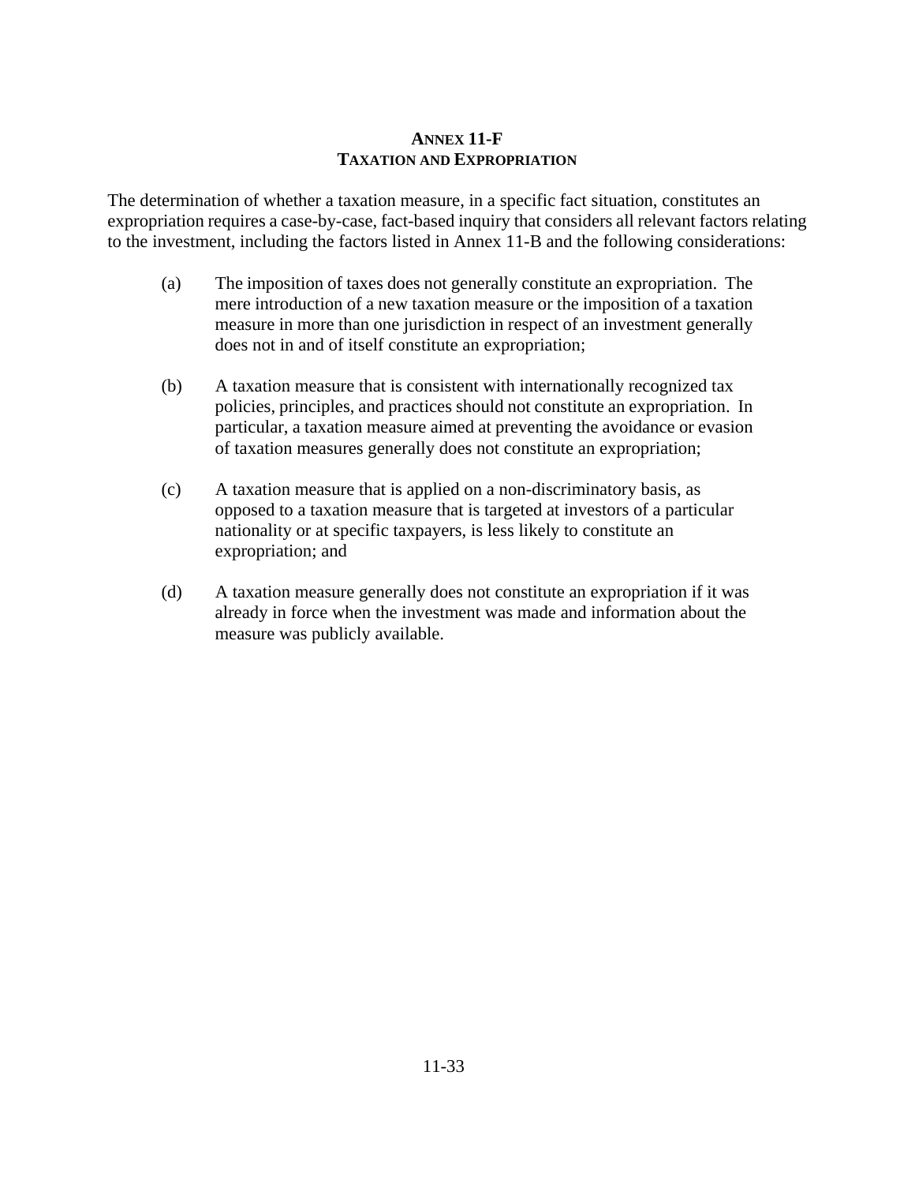## Annex 11-F
## Taxation and Expropriation

The determination of whether a taxation measure, in a specific fact situation, constitutes an expropriation requires a case-by-case, fact-based inquiry that considers all relevant factors relating to the investment, including the factors listed in Annex 11-B and the following considerations:

(a) The imposition of taxes does not generally constitute an expropriation. The mere introduction of a new taxation measure or the imposition of a taxation measure in more than one jurisdiction in respect of an investment generally does not in and of itself constitute an expropriation;

(b) A taxation measure that is consistent with internationally recognized tax policies, principles, and practices should not constitute an expropriation. In particular, a taxation measure aimed at preventing the avoidance or evasion of taxation measures generally does not constitute an expropriation;

(c) A taxation measure that is applied on a non-discriminatory basis, as opposed to a taxation measure that is targeted at investors of a particular nationality or at specific taxpayers, is less likely to constitute an expropriation; and

(d) A taxation measure generally does not constitute an expropriation if it was already in force when the investment was made and information about the measure was publicly available.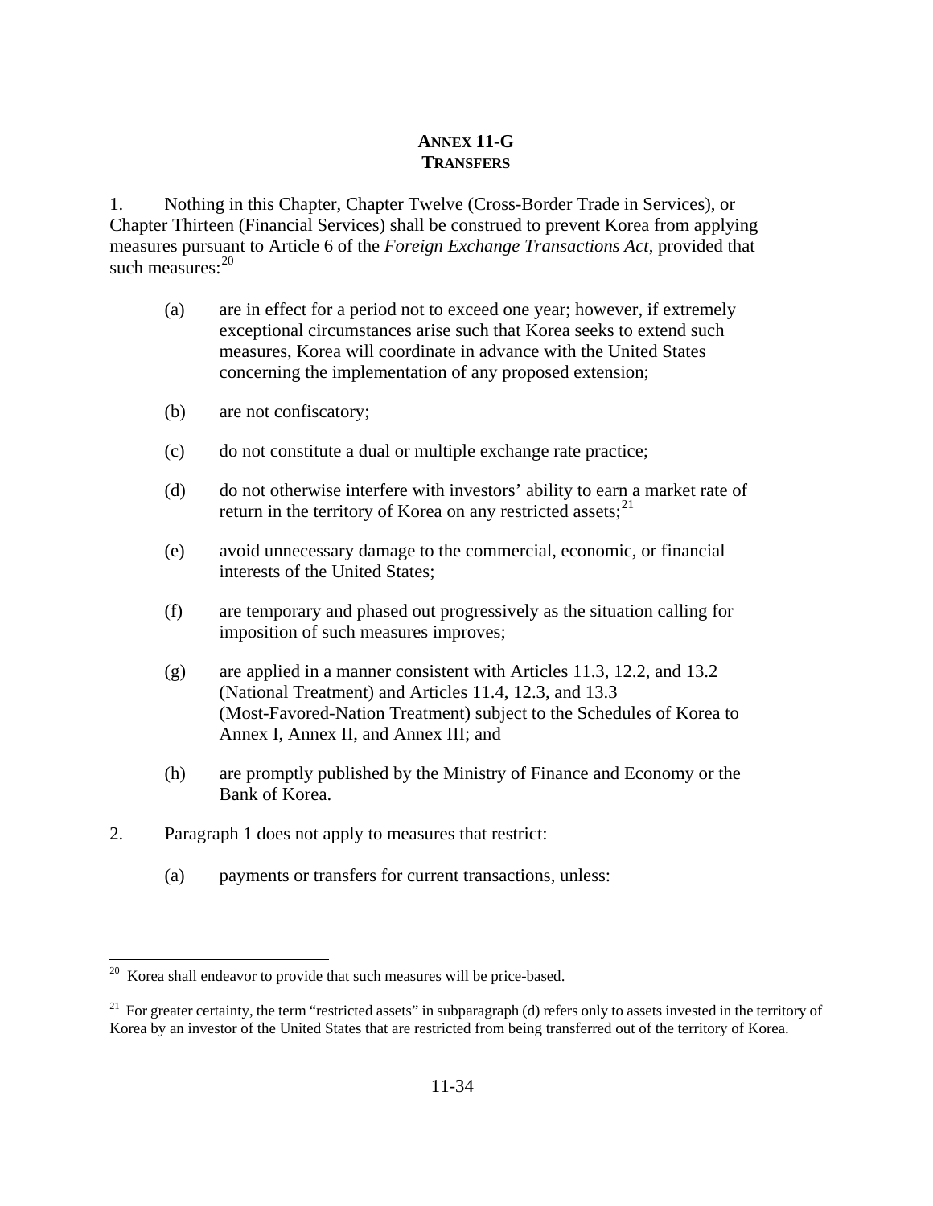# ANNEX 11-G
## TRANSFERS

1. Nothing in this Chapter, Chapter Twelve (Cross-Border Trade in Services), or Chapter Thirteen (Financial Services) shall be construed to prevent Korea from applying measures pursuant to Article 6 of the *Foreign Exchange Transactions Act*, provided that such measures:[20]

   (a) are in effect for a period not to exceed one year; however, if extremely exceptional circumstances arise such that Korea seeks to extend such measures, Korea will coordinate in advance with the United States concerning the implementation of any proposed extension;

   (b) are not confiscatory;

   (c) do not constitute a dual or multiple exchange rate practice;

   (d) do not otherwise interfere with investors' ability to earn a market rate of return in the territory of Korea on any restricted assets;[21]

   (e) avoid unnecessary damage to the commercial, economic, or financial interests of the United States;

   (f) are temporary and phased out progressively as the situation calling for imposition of such measures improves;

   (g) are applied in a manner consistent with Articles 11.3, 12.2, and 13.2 (National Treatment) and Articles 11.4, 12.3, and 13.3 (Most-Favored-Nation Treatment) subject to the Schedules of Korea to Annex I, Annex II, and Annex III; and

   (h) are promptly published by the Ministry of Finance and Economy or the Bank of Korea.

2. Paragraph 1 does not apply to measures that restrict:

   (a) payments or transfers for current transactions, unless:

---

[20] Korea shall endeavor to provide that such measures will be price-based.

[21] For greater certainty, the term "restricted assets" in subparagraph (d) refers only to assets invested in the territory of Korea by an investor of the United States that are restricted from being transferred out of the territory of Korea.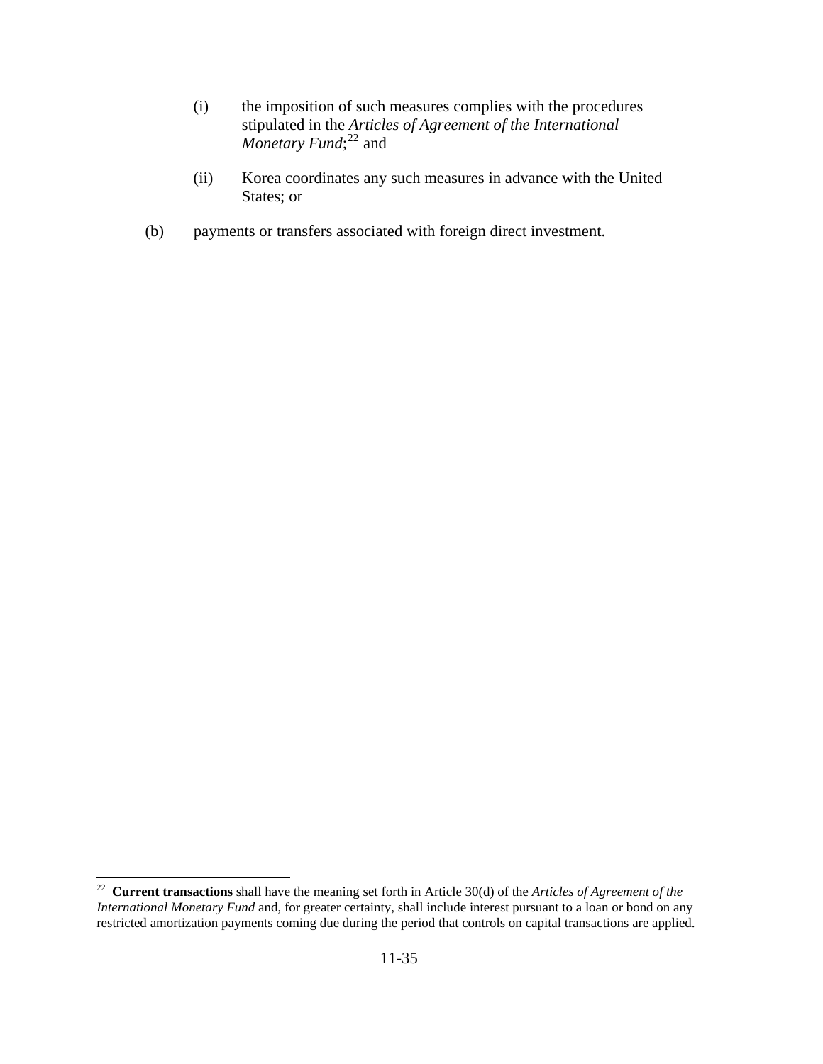(i) the imposition of such measures complies with the procedures stipulated in the *Articles of Agreement of the International Monetary Fund*;[22] and

(ii) Korea coordinates any such measures in advance with the United States; or

(b) payments or transfers associated with foreign direct investment.

---

[22] **Current transactions** shall have the meaning set forth in Article 30(d) of the *Articles of Agreement of the International Monetary Fund* and, for greater certainty, shall include interest pursuant to a loan or bond on any restricted amortization payments coming due during the period that controls on capital transactions are applied.